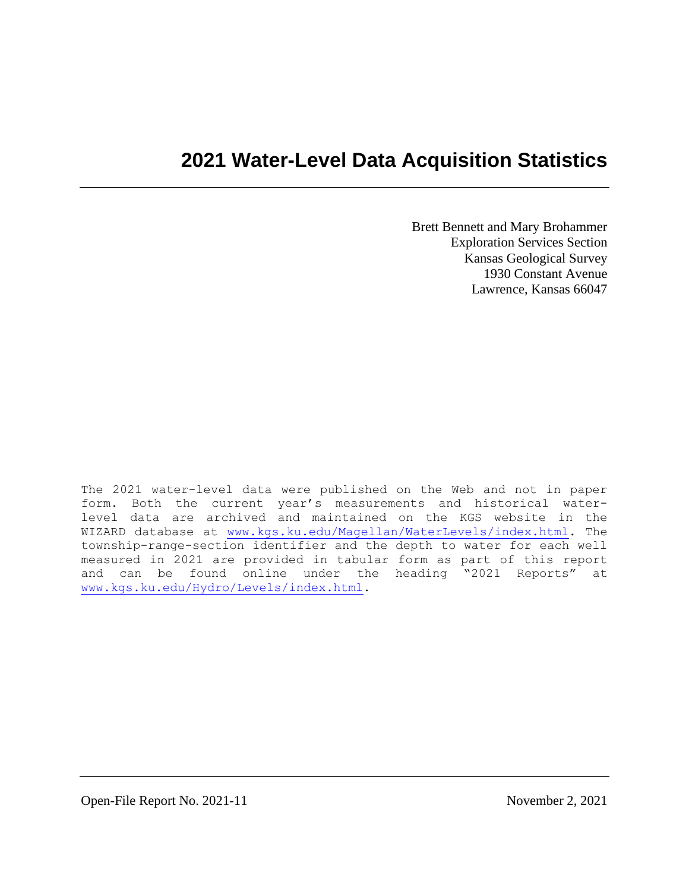# 2021 Water-Level Data Acquisition Statistics

Brett Bennett and Mary Brohammer
Exploration Services Section
Kansas Geological Survey
1930 Constant Avenue
Lawrence, Kansas 66047

The 2021 water-level data were published on the Web and not in paper form. Both the current year's measurements and historical water-level data are archived and maintained on the KGS website in the WIZARD database at www.kgs.ku.edu/Magellan/WaterLevels/index.html. The township-range-section identifier and the depth to water for each well measured in 2021 are provided in tabular form as part of this report and can be found online under the heading "2021 Reports" at www.kgs.ku.edu/Hydro/Levels/index.html.

Open-File Report No. 2021-11

November 2, 2021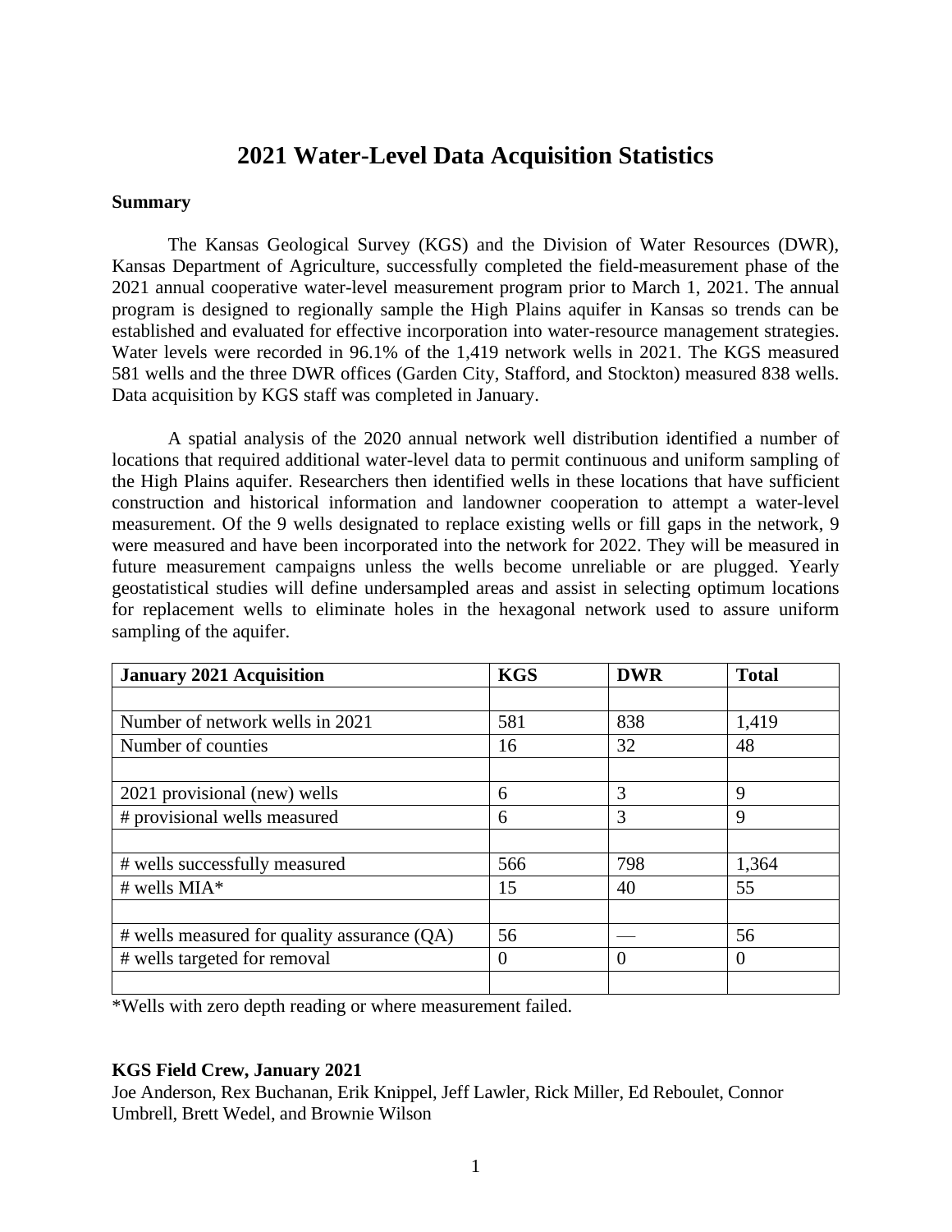# 2021 Water-Level Data Acquisition Statistics

**Summary**

The Kansas Geological Survey (KGS) and the Division of Water Resources (DWR), Kansas Department of Agriculture, successfully completed the field-measurement phase of the 2021 annual cooperative water-level measurement program prior to March 1, 2021. The annual program is designed to regionally sample the High Plains aquifer in Kansas so trends can be established and evaluated for effective incorporation into water-resource management strategies. Water levels were recorded in 96.1% of the 1,419 network wells in 2021. The KGS measured 581 wells and the three DWR offices (Garden City, Stafford, and Stockton) measured 838 wells. Data acquisition by KGS staff was completed in January.

A spatial analysis of the 2020 annual network well distribution identified a number of locations that required additional water-level data to permit continuous and uniform sampling of the High Plains aquifer. Researchers then identified wells in these locations that have sufficient construction and historical information and landowner cooperation to attempt a water-level measurement. Of the 9 wells designated to replace existing wells or fill gaps in the network, 9 were measured and have been incorporated into the network for 2022. They will be measured in future measurement campaigns unless the wells become unreliable or are plugged. Yearly geostatistical studies will define undersampled areas and assist in selecting optimum locations for replacement wells to eliminate holes in the hexagonal network used to assure uniform sampling of the aquifer.

| January 2021 Acquisition | KGS | DWR | Total |
|---|---|---|---|
| | | | |
| Number of network wells in 2021 | 581 | 838 | 1,419 |
| Number of counties | 16 | 32 | 48 |
| | | | |
| 2021 provisional (new) wells | 6 | 3 | 9 |
| # provisional wells measured | 6 | 3 | 9 |
| | | | |
| # wells successfully measured | 566 | 798 | 1,364 |
| # wells MIA* | 15 | 40 | 55 |
| | | | |
| # wells measured for quality assurance (QA) | 56 | — | 56 |
| # wells targeted for removal | 0 | 0 | 0 |
| | | | |

*Wells with zero depth reading or where measurement failed.

**KGS Field Crew, January 2021**

Joe Anderson, Rex Buchanan, Erik Knippel, Jeff Lawler, Rick Miller, Ed Reboulet, Connor Umbrell, Brett Wedel, and Brownie Wilson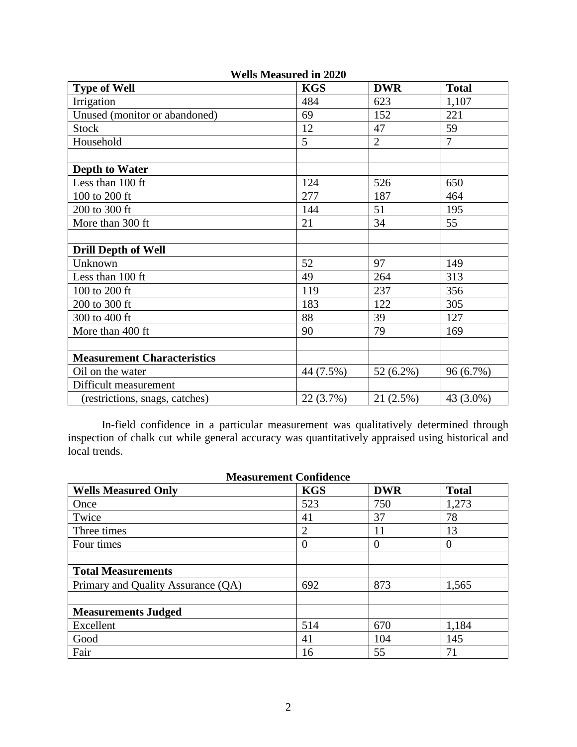**Wells Measured in 2020**

| Type of Well | KGS | DWR | Total |
|---|---|---|---|
| Irrigation | 484 | 623 | 1,107 |
| Unused (monitor or abandoned) | 69 | 152 | 221 |
| Stock | 12 | 47 | 59 |
| Household | 5 | 2 | 7 |
| | | | |
| **Depth to Water** | | | |
| Less than 100 ft | 124 | 526 | 650 |
| 100 to 200 ft | 277 | 187 | 464 |
| 200 to 300 ft | 144 | 51 | 195 |
| More than 300 ft | 21 | 34 | 55 |
| | | | |
| **Drill Depth of Well** | | | |
| Unknown | 52 | 97 | 149 |
| Less than 100 ft | 49 | 264 | 313 |
| 100 to 200 ft | 119 | 237 | 356 |
| 200 to 300 ft | 183 | 122 | 305 |
| 300 to 400 ft | 88 | 39 | 127 |
| More than 400 ft | 90 | 79 | 169 |
| | | | |
| **Measurement Characteristics** | | | |
| Oil on the water | 44 (7.5%) | 52 (6.2%) | 96 (6.7%) |
| Difficult measurement | | | |
| (restrictions, snags, catches) | 22 (3.7%) | 21 (2.5%) | 43 (3.0%) |

In-field confidence in a particular measurement was qualitatively determined through inspection of chalk cut while general accuracy was quantitatively appraised using historical and local trends.

**Measurement Confidence**

| Wells Measured Only | KGS | DWR | Total |
|---|---|---|---|
| Once | 523 | 750 | 1,273 |
| Twice | 41 | 37 | 78 |
| Three times | 2 | 11 | 13 |
| Four times | 0 | 0 | 0 |
| | | | |
| **Total Measurements** | | | |
| Primary and Quality Assurance (QA) | 692 | 873 | 1,565 |
| | | | |
| **Measurements Judged** | | | |
| Excellent | 514 | 670 | 1,184 |
| Good | 41 | 104 | 145 |
| Fair | 16 | 55 | 71 |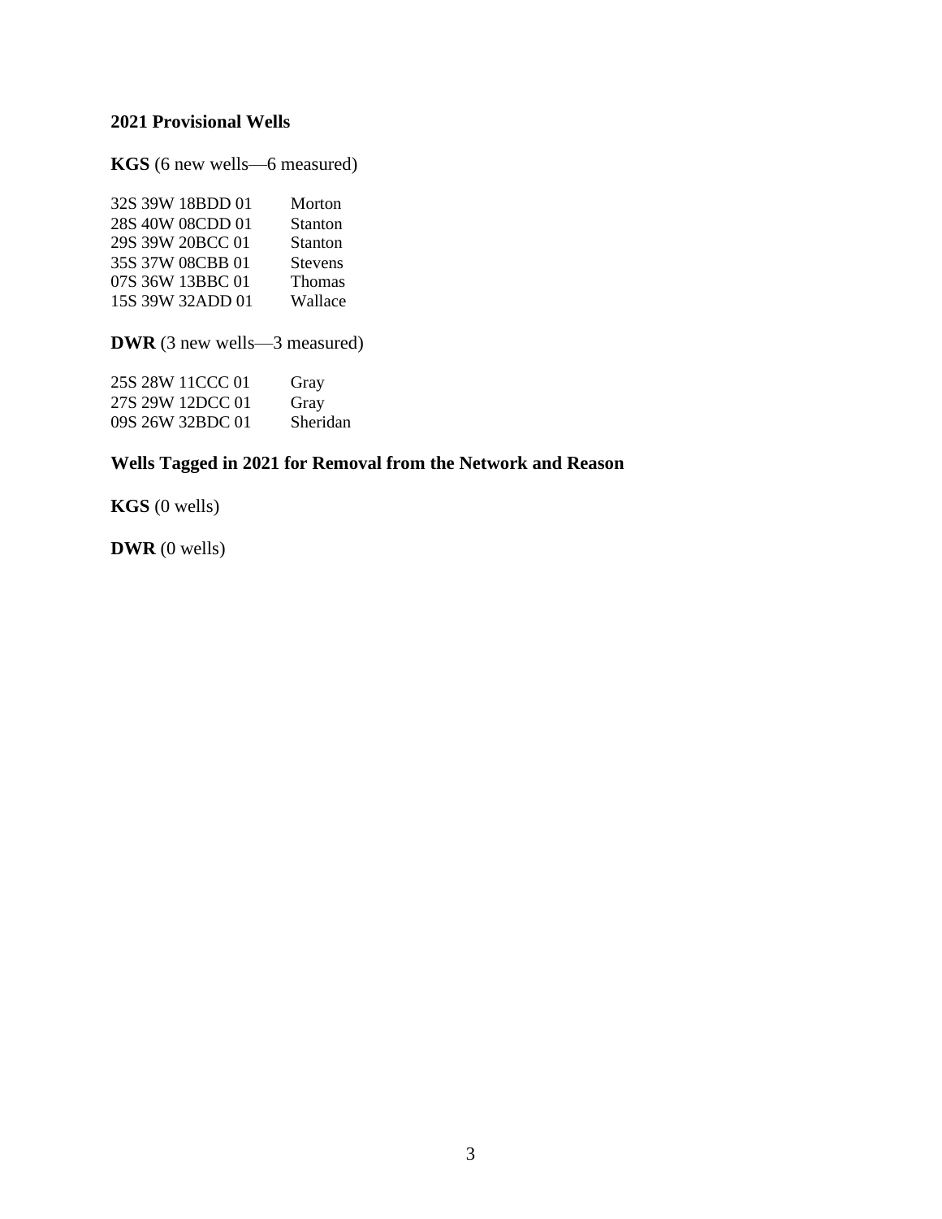## 2021 Provisional Wells

**KGS** (6 new wells—6 measured)

| | |
|---|---|
| 32S 39W 18BDD 01 | Morton |
| 28S 40W 08CDD 01 | Stanton |
| 29S 39W 20BCC 01 | Stanton |
| 35S 37W 08CBB 01 | Stevens |
| 07S 36W 13BBC 01 | Thomas |
| 15S 39W 32ADD 01 | Wallace |

**DWR** (3 new wells—3 measured)

| | |
|---|---|
| 25S 28W 11CCC 01 | Gray |
| 27S 29W 12DCC 01 | Gray |
| 09S 26W 32BDC 01 | Sheridan |

## Wells Tagged in 2021 for Removal from the Network and Reason

**KGS** (0 wells)

**DWR** (0 wells)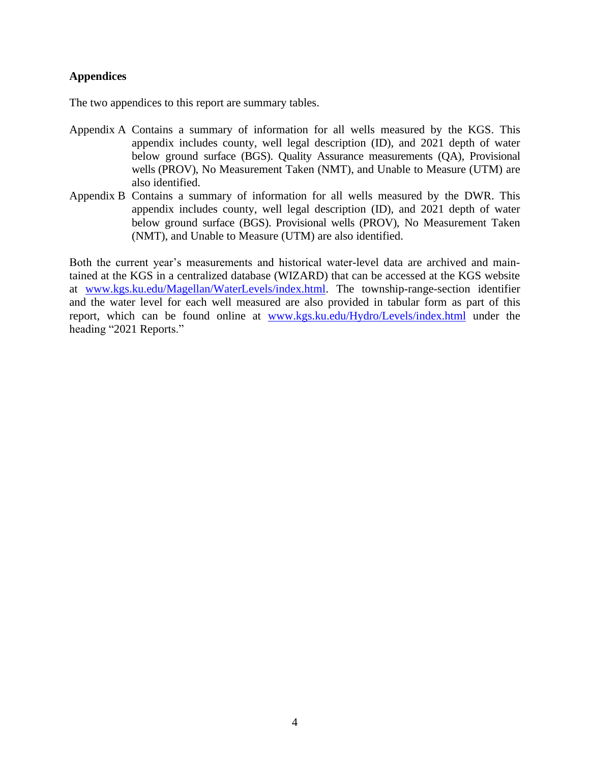## Appendices

The two appendices to this report are summary tables.

- Appendix A Contains a summary of information for all wells measured by the KGS. This appendix includes county, well legal description (ID), and 2021 depth of water below ground surface (BGS). Quality Assurance measurements (QA), Provisional wells (PROV), No Measurement Taken (NMT), and Unable to Measure (UTM) are also identified.
- Appendix B Contains a summary of information for all wells measured by the DWR. This appendix includes county, well legal description (ID), and 2021 depth of water below ground surface (BGS). Provisional wells (PROV), No Measurement Taken (NMT), and Unable to Measure (UTM) are also identified.

Both the current year's measurements and historical water-level data are archived and maintained at the KGS in a centralized database (WIZARD) that can be accessed at the KGS website at [www.kgs.ku.edu/Magellan/WaterLevels/index.html](http://www.kgs.ku.edu/Magellan/WaterLevels/index.html). The township-range-section identifier and the water level for each well measured are also provided in tabular form as part of this report, which can be found online at [www.kgs.ku.edu/Hydro/Levels/index.html](http://www.kgs.ku.edu/Hydro/Levels/index.html) under the heading "2021 Reports."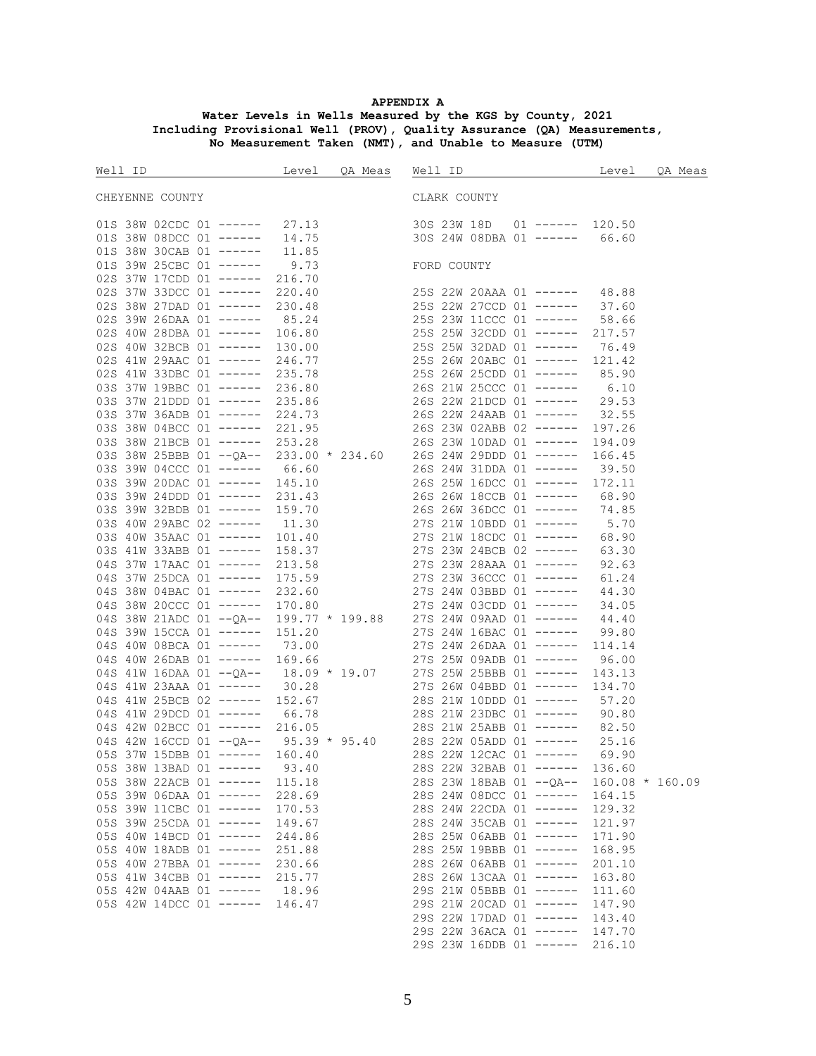**APPENDIX A**
**Water Levels in Wells Measured by the KGS by County, 2021**
**Including Provisional Well (PROV), Quality Assurance (QA) Measurements, No Measurement Taken (NMT), and Unable to Measure (UTM)**

### CHEYENNE COUNTY

| Well ID | Level | QA Meas |
|---|---|---|
| 01S 38W 02CDC 01 ------ | 27.13 | |
| 01S 38W 08DCC 01 ------ | 14.75 | |
| 01S 38W 30CAB 01 ------ | 11.85 | |
| 01S 39W 25CBC 01 ------ | 9.73 | |
| 02S 37W 17CDD 01 ------ | 216.70 | |
| 02S 37W 33DCC 01 ------ | 220.40 | |
| 02S 38W 27DAD 01 ------ | 230.48 | |
| 02S 39W 26DAA 01 ------ | 85.24 | |
| 02S 40W 28DBA 01 ------ | 106.80 | |
| 02S 40W 32BCB 01 ------ | 130.00 | |
| 02S 41W 29AAC 01 ------ | 246.77 | |
| 02S 41W 33DBC 01 ------ | 235.78 | |
| 03S 37W 19BBC 01 ------ | 236.80 | |
| 03S 37W 21DDD 01 ------ | 235.86 | |
| 03S 37W 36ADB 01 ------ | 224.73 | |
| 03S 38W 04BCC 01 ------ | 221.95 | |
| 03S 38W 21BCB 01 ------ | 253.28 | |
| 03S 38W 25BBB 01 --QA-- | 233.00 * | 234.60 |
| 03S 39W 04CCC 01 ------ | 66.60 | |
| 03S 39W 20DAC 01 ------ | 145.10 | |
| 03S 39W 24DDD 01 ------ | 231.43 | |
| 03S 39W 32BDB 01 ------ | 159.70 | |
| 03S 40W 29ABC 02 ------ | 11.30 | |
| 03S 40W 35AAC 01 ------ | 101.40 | |
| 03S 41W 33ABB 01 ------ | 158.37 | |
| 04S 37W 17AAC 01 ------ | 213.58 | |
| 04S 37W 25DCA 01 ------ | 175.59 | |
| 04S 38W 04BAC 01 ------ | 232.60 | |
| 04S 38W 20CCC 01 ------ | 170.80 | |
| 04S 38W 21ADC 01 --QA-- | 199.77 * | 199.88 |
| 04S 39W 15CCA 01 ------ | 151.20 | |
| 04S 40W 08BCA 01 ------ | 73.00 | |
| 04S 40W 26DAB 01 ------ | 169.66 | |
| 04S 41W 16DAA 01 --QA-- | 18.09 * | 19.07 |
| 04S 41W 23AAA 01 ------ | 30.28 | |
| 04S 41W 25BCB 02 ------ | 152.67 | |
| 04S 41W 29DCD 01 ------ | 66.78 | |
| 04S 42W 02BCC 01 ------ | 216.05 | |
| 04S 42W 16CCD 01 --QA-- | 95.39 * | 95.40 |
| 05S 37W 15DBB 01 ------ | 160.40 | |
| 05S 38W 13BAD 01 ------ | 93.40 | |
| 05S 38W 22ACB 01 ------ | 115.18 | |
| 05S 39W 06DAA 01 ------ | 228.69 | |
| 05S 39W 11CBC 01 ------ | 170.53 | |
| 05S 39W 25CDA 01 ------ | 149.67 | |
| 05S 40W 14BCD 01 ------ | 244.86 | |
| 05S 40W 18ADB 01 ------ | 251.88 | |
| 05S 40W 27BBA 01 ------ | 230.66 | |
| 05S 41W 34CBB 01 ------ | 215.77 | |
| 05S 42W 04AAB 01 ------ | 18.96 | |
| 05S 42W 14DCC 01 ------ | 146.47 | |

### CLARK COUNTY

| Well ID | Level | QA Meas |
|---|---|---|
| 30S 23W 18D 01 ------ | 120.50 | |
| 30S 24W 08DBA 01 ------ | 66.60 | |

### FORD COUNTY

| Well ID | Level | QA Meas |
|---|---|---|
| 25S 22W 20AAA 01 ------ | 48.88 | |
| 25S 22W 27CCD 01 ------ | 37.60 | |
| 25S 23W 11CCC 01 ------ | 58.66 | |
| 25S 25W 32CDD 01 ------ | 217.57 | |
| 25S 25W 32DAD 01 ------ | 76.49 | |
| 25S 26W 20ABC 01 ------ | 121.42 | |
| 25S 26W 25CDD 01 ------ | 85.90 | |
| 26S 21W 25CCC 01 ------ | 6.10 | |
| 26S 22W 21DCD 01 ------ | 29.53 | |
| 26S 22W 24AAB 01 ------ | 32.55 | |
| 26S 23W 02ABB 02 ------ | 197.26 | |
| 26S 23W 10DAD 01 ------ | 194.09 | |
| 26S 24W 29DDD 01 ------ | 166.45 | |
| 26S 24W 31DDA 01 ------ | 39.50 | |
| 26S 25W 16DCC 01 ------ | 172.11 | |
| 26S 26W 18CCB 01 ------ | 68.90 | |
| 26S 26W 36DCC 01 ------ | 74.85 | |
| 27S 21W 10BDD 01 ------ | 5.70 | |
| 27S 21W 18CDC 01 ------ | 68.90 | |
| 27S 23W 24BCB 02 ------ | 63.30 | |
| 27S 23W 28AAA 01 ------ | 92.63 | |
| 27S 23W 36CCC 01 ------ | 61.24 | |
| 27S 24W 03BBD 01 ------ | 44.30 | |
| 27S 24W 03CDD 01 ------ | 34.05 | |
| 27S 24W 09AAD 01 ------ | 44.40 | |
| 27S 24W 16BAC 01 ------ | 99.80 | |
| 27S 24W 26DAA 01 ------ | 114.14 | |
| 27S 25W 09ADB 01 ------ | 96.00 | |
| 27S 25W 25BBB 01 ------ | 143.13 | |
| 27S 26W 04BBD 01 ------ | 134.70 | |
| 28S 21W 10DDD 01 ------ | 57.20 | |
| 28S 21W 23DBC 01 ------ | 90.80 | |
| 28S 21W 25ABB 01 ------ | 82.50 | |
| 28S 22W 05ADD 01 ------ | 25.16 | |
| 28S 22W 12CAC 01 ------ | 69.90 | |
| 28S 22W 32BAB 01 ------ | 136.60 | |
| 28S 23W 18BAB 01 --QA-- | 160.08 * | 160.09 |
| 28S 24W 08DCC 01 ------ | 164.15 | |
| 28S 24W 22CDA 01 ------ | 129.32 | |
| 28S 24W 35CAB 01 ------ | 121.97 | |
| 28S 25W 06ABB 01 ------ | 171.90 | |
| 28S 25W 19BBB 01 ------ | 168.95 | |
| 28S 26W 06ABB 01 ------ | 201.10 | |
| 28S 26W 13CAA 01 ------ | 163.80 | |
| 29S 21W 05BBB 01 ------ | 111.60 | |
| 29S 21W 20CAD 01 ------ | 147.90 | |
| 29S 22W 17DAD 01 ------ | 143.40 | |
| 29S 22W 36ACA 01 ------ | 147.70 | |
| 29S 23W 16DDB 01 ------ | 216.10 | |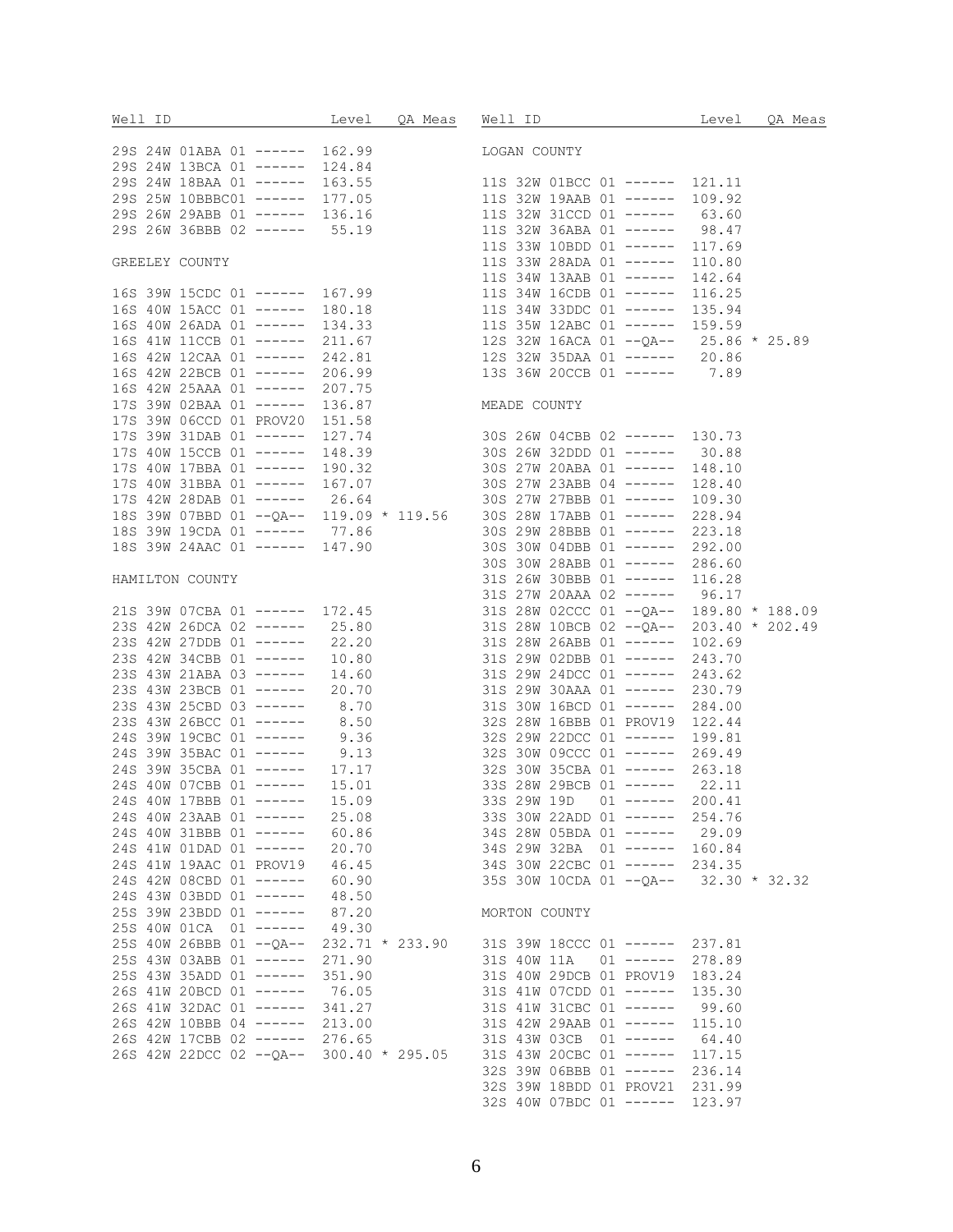| Well ID | Level | QA Meas |
|---|---|---|
| 29S 24W 01ABA 01 ------ | 162.99 | |
| 29S 24W 13BCA 01 ------ | 124.84 | |
| 29S 24W 18BAA 01 ------ | 163.55 | |
| 29S 25W 10BBBC01 ------ | 177.05 | |
| 29S 26W 29ABB 01 ------ | 136.16 | |
| 29S 26W 36BBB 02 ------ | 55.19 | |

GREELEY COUNTY

| Well ID | Level | QA Meas |
|---|---|---|
| 16S 39W 15CDC 01 ------ | 167.99 | |
| 16S 40W 15ACC 01 ------ | 180.18 | |
| 16S 40W 26ADA 01 ------ | 134.33 | |
| 16S 41W 11CCB 01 ------ | 211.67 | |
| 16S 42W 12CAA 01 ------ | 242.81 | |
| 16S 42W 22BCB 01 ------ | 206.99 | |
| 16S 42W 25AAA 01 ------ | 207.75 | |
| 17S 39W 02BAA 01 ------ | 136.87 | |
| 17S 39W 06CCD 01 PROV20 | 151.58 | |
| 17S 39W 31DAB 01 ------ | 127.74 | |
| 17S 40W 15CCB 01 ------ | 148.39 | |
| 17S 40W 17BBA 01 ------ | 190.32 | |
| 17S 40W 31BBA 01 ------ | 167.07 | |
| 17S 42W 28DAB 01 ------ | 26.64 | |
| 18S 39W 07BBD 01 --QA-- | 119.09 | * 119.56 |
| 18S 39W 19CDA 01 ------ | 77.86 | |
| 18S 39W 24AAC 01 ------ | 147.90 | |

HAMILTON COUNTY

| Well ID | Level | QA Meas |
|---|---|---|
| 21S 39W 07CBA 01 ------ | 172.45 | |
| 23S 42W 26DCA 02 ------ | 25.80 | |
| 23S 42W 27DDB 01 ------ | 22.20 | |
| 23S 42W 34CBB 01 ------ | 10.80 | |
| 23S 43W 21ABA 03 ------ | 14.60 | |
| 23S 43W 23BCB 01 ------ | 20.70 | |
| 23S 43W 25CBD 03 ------ | 8.70 | |
| 23S 43W 26BCC 01 ------ | 8.50 | |
| 24S 39W 19CBC 01 ------ | 9.36 | |
| 24S 39W 35BAC 01 ------ | 9.13 | |
| 24S 39W 35CBA 01 ------ | 17.17 | |
| 24S 40W 07CBB 01 ------ | 15.01 | |
| 24S 40W 17BBB 01 ------ | 15.09 | |
| 24S 40W 23AAB 01 ------ | 25.08 | |
| 24S 40W 31BBB 01 ------ | 60.86 | |
| 24S 41W 01DAD 01 ------ | 20.70 | |
| 24S 41W 19AAC 01 PROV19 | 46.45 | |
| 24S 42W 08CBD 01 ------ | 60.90 | |
| 24S 43W 03BDD 01 ------ | 48.50 | |
| 25S 39W 23BDD 01 ------ | 87.20 | |
| 25S 40W 01CA 01 ------ | 49.30 | |
| 25S 40W 26BBB 01 --QA-- | 232.71 | * 233.90 |
| 25S 43W 03ABB 01 ------ | 271.90 | |
| 25S 43W 35ADD 01 ------ | 351.90 | |
| 26S 41W 20BCD 01 ------ | 76.05 | |
| 26S 41W 32DAC 01 ------ | 341.27 | |
| 26S 42W 10BBB 04 ------ | 213.00 | |
| 26S 42W 17CBB 02 ------ | 276.65 | |
| 26S 42W 22DCC 02 --QA-- | 300.40 | * 295.05 |

LOGAN COUNTY

| Well ID | Level | QA Meas |
|---|---|---|
| 11S 32W 01BCC 01 ------ | 121.11 | |
| 11S 32W 19AAB 01 ------ | 109.92 | |
| 11S 32W 31CCD 01 ------ | 63.60 | |
| 11S 32W 36ABA 01 ------ | 98.47 | |
| 11S 33W 10BDD 01 ------ | 117.69 | |
| 11S 33W 28ADA 01 ------ | 110.80 | |
| 11S 34W 13AAB 01 ------ | 142.64 | |
| 11S 34W 16CDB 01 ------ | 116.25 | |
| 11S 34W 33DDC 01 ------ | 135.94 | |
| 11S 35W 12ABC 01 ------ | 159.59 | |
| 12S 32W 16ACA 01 --QA-- | 25.86 | * 25.89 |
| 12S 32W 35DAA 01 ------ | 20.86 | |
| 13S 36W 20CCB 01 ------ | 7.89 | |

MEADE COUNTY

| Well ID | Level | QA Meas |
|---|---|---|
| 30S 26W 04CBB 02 ------ | 130.73 | |
| 30S 26W 32DDD 01 ------ | 30.88 | |
| 30S 27W 20ABA 01 ------ | 148.10 | |
| 30S 27W 23ABB 04 ------ | 128.40 | |
| 30S 27W 27BBB 01 ------ | 109.30 | |
| 30S 28W 17ABB 01 ------ | 228.94 | |
| 30S 29W 28BBB 01 ------ | 223.18 | |
| 30S 30W 04DBB 01 ------ | 292.00 | |
| 30S 30W 28ABB 01 ------ | 286.60 | |
| 31S 26W 30BBB 01 ------ | 116.28 | |
| 31S 27W 20AAA 02 ------ | 96.17 | |
| 31S 28W 02CCC 01 --QA-- | 189.80 | * 188.09 |
| 31S 28W 10BCB 02 --QA-- | 203.40 | * 202.49 |
| 31S 28W 26ABB 01 ------ | 102.69 | |
| 31S 29W 02DBB 01 ------ | 243.70 | |
| 31S 29W 24DCC 01 ------ | 243.62 | |
| 31S 29W 30AAA 01 ------ | 230.79 | |
| 31S 30W 16BCD 01 ------ | 284.00 | |
| 32S 28W 16BBB 01 PROV19 | 122.44 | |
| 32S 29W 22DCC 01 ------ | 199.81 | |
| 32S 30W 09CCC 01 ------ | 269.49 | |
| 32S 30W 35CBA 01 ------ | 263.18 | |
| 33S 28W 29BCB 01 ------ | 22.11 | |
| 33S 29W 19D 01 ------ | 200.41 | |
| 33S 30W 22ADD 01 ------ | 254.76 | |
| 34S 28W 05BDA 01 ------ | 29.09 | |
| 34S 29W 32BA 01 ------ | 160.84 | |
| 34S 30W 22CBC 01 ------ | 234.35 | |
| 35S 30W 10CDA 01 --QA-- | 32.30 | * 32.32 |

MORTON COUNTY

| Well ID | Level | QA Meas |
|---|---|---|
| 31S 39W 18CCC 01 ------ | 237.81 | |
| 31S 40W 11A 01 ------ | 278.89 | |
| 31S 40W 29DCB 01 PROV19 | 183.24 | |
| 31S 41W 07CDD 01 ------ | 135.30 | |
| 31S 41W 31CBC 01 ------ | 99.60 | |
| 31S 42W 29AAB 01 ------ | 115.10 | |
| 31S 43W 03CB 01 ------ | 64.40 | |
| 31S 43W 20CBC 01 ------ | 117.15 | |
| 32S 39W 06BBB 01 ------ | 236.14 | |
| 32S 39W 18BDD 01 PROV21 | 231.99 | |
| 32S 40W 07BDC 01 ------ | 123.97 | |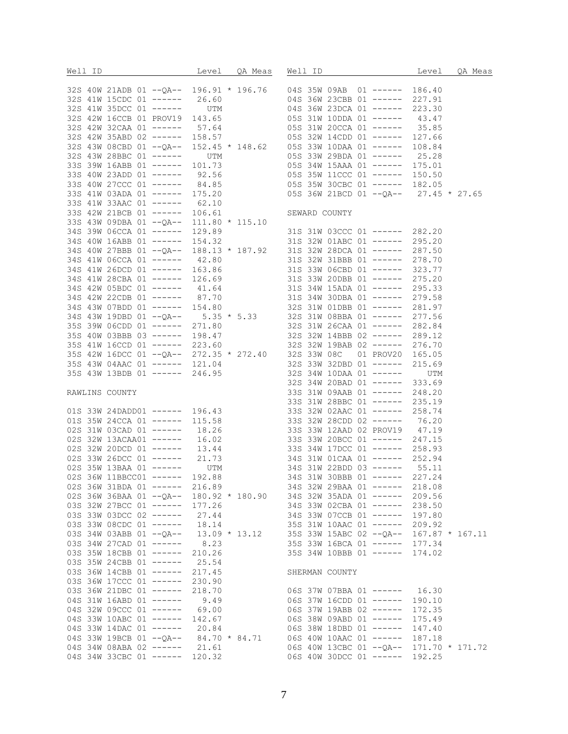| Well ID | Level | QA Meas |
|---|---|---|
| 32S 40W 21ADB 01 --QA-- | 196.91 * | 196.76 |
| 32S 41W 15CDC 01 ------ | 26.60 | |
| 32S 41W 35DCC 01 ------ | UTM | |
| 32S 42W 16CCB 01 PROV19 | 143.65 | |
| 32S 42W 32CAA 01 ------ | 57.64 | |
| 32S 42W 35ABD 02 ------ | 158.57 | |
| 32S 43W 08CBD 01 --QA-- | 152.45 * | 148.62 |
| 32S 43W 28BBC 01 ------ | UTM | |
| 33S 39W 16ABB 01 ------ | 101.73 | |
| 33S 40W 23ADD 01 ------ | 92.56 | |
| 33S 40W 27CCC 01 ------ | 84.85 | |
| 33S 41W 03ADA 01 ------ | 175.20 | |
| 33S 41W 33AAC 01 ------ | 62.10 | |
| 33S 42W 21BCB 01 ------ | 106.61 | |
| 33S 43W 09DBA 01 --QA-- | 111.80 * | 115.10 |
| 34S 39W 06CCA 01 ------ | 129.89 | |
| 34S 40W 16ABB 01 ------ | 154.32 | |
| 34S 40W 27BBB 01 --QA-- | 188.13 * | 187.92 |
| 34S 41W 06CCA 01 ------ | 42.80 | |
| 34S 41W 26DCD 01 ------ | 163.86 | |
| 34S 41W 28CBA 01 ------ | 126.69 | |
| 34S 42W 05BDC 01 ------ | 41.64 | |
| 34S 42W 22CDB 01 ------ | 87.70 | |
| 34S 43W 07BDD 01 ------ | 154.80 | |
| 34S 43W 19DBD 01 --QA-- | 5.35 * | 5.33 |
| 35S 39W 06CDD 01 ------ | 271.80 | |
| 35S 40W 03BBB 03 ------ | 198.47 | |
| 35S 41W 16CCD 01 ------ | 223.60 | |
| 35S 42W 16DCC 01 --QA-- | 272.35 * | 272.40 |
| 35S 43W 04AAC 01 ------ | 121.04 | |
| 35S 43W 13BDB 01 ------ | 246.95 | |

RAWLINS COUNTY

| Well ID | Level | QA Meas |
|---|---|---|
| 01S 33W 24DADD01 ------ | 196.43 | |
| 01S 35W 24CCA 01 ------ | 115.58 | |
| 02S 31W 03CAD 01 ------ | 18.26 | |
| 02S 32W 13ACAA01 ------ | 16.02 | |
| 02S 32W 20DCD 01 ------ | 13.44 | |
| 02S 33W 26DCC 01 ------ | 21.73 | |
| 02S 35W 13BAA 01 ------ | UTM | |
| 02S 36W 11BBCC01 ------ | 192.88 | |
| 02S 36W 31BDA 01 ------ | 216.89 | |
| 02S 36W 36BAA 01 --QA-- | 180.92 * | 180.90 |
| 03S 32W 27BCC 01 ------ | 177.26 | |
| 03S 33W 03DCC 02 ------ | 27.44 | |
| 03S 33W 08CDC 01 ------ | 18.14 | |
| 03S 34W 03ABB 01 --QA-- | 13.09 * | 13.12 |
| 03S 34W 27CAD 01 ------ | 8.23 | |
| 03S 35W 18CBB 01 ------ | 210.26 | |
| 03S 35W 24CBB 01 ------ | 25.54 | |
| 03S 36W 14CBB 01 ------ | 217.45 | |
| 03S 36W 17CCC 01 ------ | 230.90 | |
| 03S 36W 21DBC 01 ------ | 218.70 | |
| 04S 31W 16ABD 01 ------ | 9.49 | |
| 04S 32W 09CCC 01 ------ | 69.00 | |
| 04S 33W 10ABC 01 ------ | 142.67 | |
| 04S 33W 14DAC 01 ------ | 20.84 | |
| 04S 33W 19BCB 01 --QA-- | 84.70 * | 84.71 |
| 04S 34W 08ABA 02 ------ | 21.61 | |
| 04S 34W 33CBC 01 ------ | 120.32 | |
| 04S 35W 09AB 01 ------ | 186.40 | |
| 04S 36W 23CBB 01 ------ | 227.91 | |
| 04S 36W 23DCA 01 ------ | 223.30 | |
| 05S 31W 10DDA 01 ------ | 43.47 | |
| 05S 31W 20CCA 01 ------ | 35.85 | |
| 05S 32W 14CDD 01 ------ | 127.66 | |
| 05S 33W 10DAA 01 ------ | 108.84 | |
| 05S 33W 29BDA 01 ------ | 25.28 | |
| 05S 34W 15AAA 01 ------ | 175.01 | |
| 05S 35W 11CCC 01 ------ | 150.50 | |
| 05S 35W 30CBC 01 ------ | 182.05 | |
| 05S 36W 21BCD 01 --QA-- | 27.45 * | 27.65 |

SEWARD COUNTY

| Well ID | Level | QA Meas |
|---|---|---|
| 31S 31W 03CCC 01 ------ | 282.20 | |
| 31S 32W 01ABC 01 ------ | 295.20 | |
| 31S 32W 28DCA 01 ------ | 287.50 | |
| 31S 32W 31BBB 01 ------ | 278.70 | |
| 31S 33W 06CBD 01 ------ | 323.77 | |
| 31S 33W 20DBB 01 ------ | 275.20 | |
| 31S 34W 15ADA 01 ------ | 295.33 | |
| 31S 34W 30DBA 01 ------ | 279.58 | |
| 32S 31W 01DBB 01 ------ | 281.97 | |
| 32S 31W 08BBA 01 ------ | 277.56 | |
| 32S 31W 26CAA 01 ------ | 282.84 | |
| 32S 32W 14BBB 02 ------ | 289.12 | |
| 32S 32W 19BAB 02 ------ | 276.70 | |
| 32S 33W 08C 01 PROV20 | 165.05 | |
| 32S 33W 32DBD 01 ------ | 215.69 | |
| 32S 34W 10DAA 01 ------ | UTM | |
| 32S 34W 20BAD 01 ------ | 333.69 | |
| 33S 31W 09AAB 01 ------ | 248.20 | |
| 33S 31W 28BBC 01 ------ | 235.19 | |
| 33S 32W 02AAC 01 ------ | 258.74 | |
| 33S 32W 28CDD 02 ------ | 76.20 | |
| 33S 33W 12AAD 02 PROV19 | 47.19 | |
| 33S 33W 20BCC 01 ------ | 247.15 | |
| 33S 34W 17DCC 01 ------ | 258.93 | |
| 34S 31W 01CAA 01 ------ | 252.94 | |
| 34S 31W 22BDD 03 ------ | 55.11 | |
| 34S 31W 30BBB 01 ------ | 227.24 | |
| 34S 32W 29BAA 01 ------ | 218.08 | |
| 34S 32W 35ADA 01 ------ | 209.56 | |
| 34S 33W 02CBA 01 ------ | 238.50 | |
| 34S 33W 07CCB 01 ------ | 197.80 | |
| 35S 31W 10AAC 01 ------ | 209.92 | |
| 35S 33W 15ABC 02 --QA-- | 167.87 * | 167.11 |
| 35S 33W 16BCA 01 ------ | 177.34 | |
| 35S 34W 10BBB 01 ------ | 174.02 | |

SHERMAN COUNTY

| Well ID | Level | QA Meas |
|---|---|---|
| 06S 37W 07BBA 01 ------ | 16.30 | |
| 06S 37W 16CDD 01 ------ | 190.10 | |
| 06S 37W 19ABB 02 ------ | 172.35 | |
| 06S 38W 09ABD 01 ------ | 175.49 | |
| 06S 38W 18DBD 01 ------ | 147.40 | |
| 06S 40W 10AAC 01 ------ | 187.18 | |
| 06S 40W 13CBC 01 --QA-- | 171.70 * | 171.72 |
| 06S 40W 30DCC 01 ------ | 192.25 | |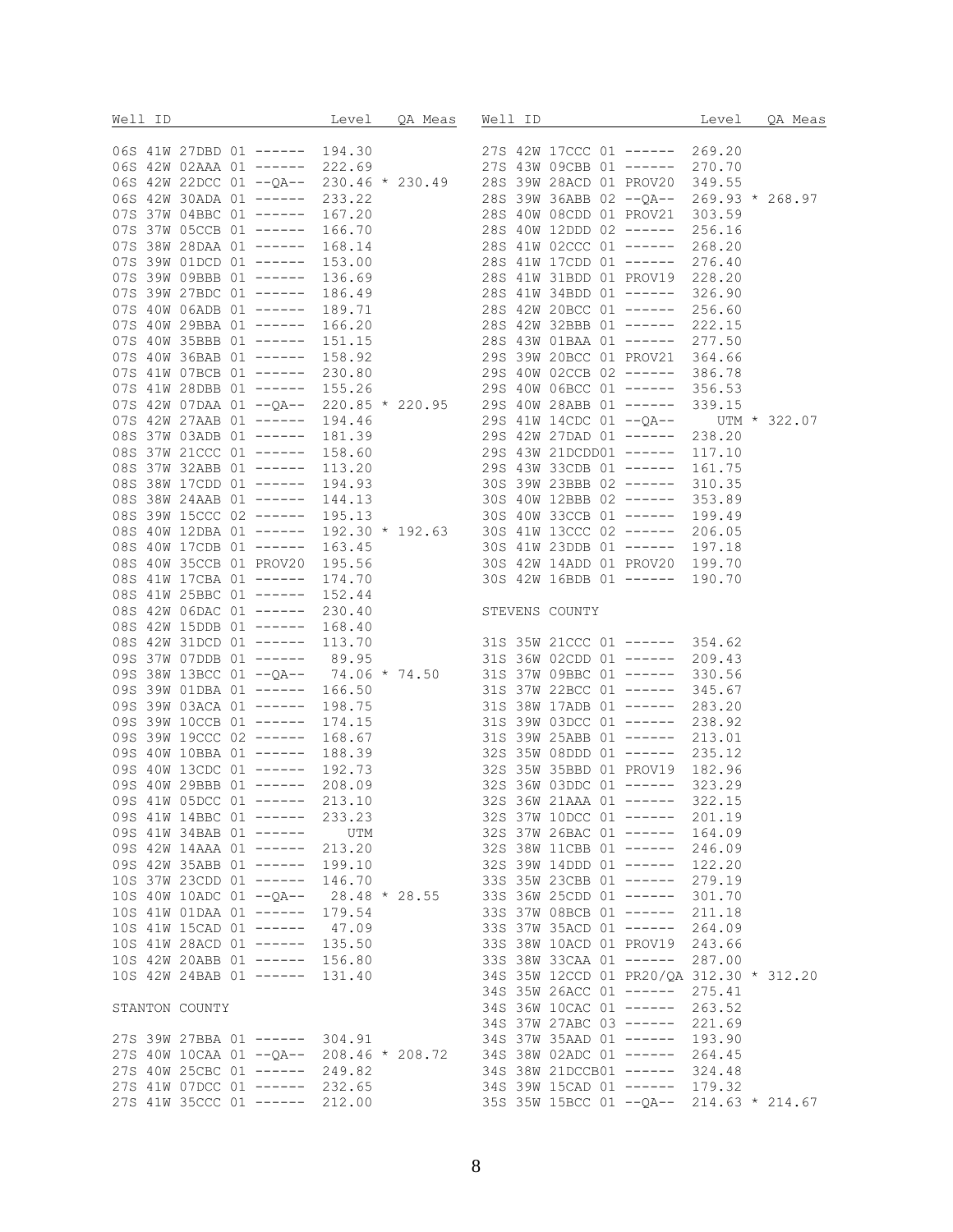| Well ID | Level | QA | Meas |
|---|---|---|---|
| 06S 41W 27DBD 01 ------ | 194.30 | | |
| 06S 42W 02AAA 01 ------ | 222.69 | | |
| 06S 42W 22DCC 01 --QA-- | 230.46 | * | 230.49 |
| 06S 42W 30ADA 01 ------ | 233.22 | | |
| 07S 37W 04BBC 01 ------ | 167.20 | | |
| 07S 37W 05CCB 01 ------ | 166.70 | | |
| 07S 38W 28DAA 01 ------ | 168.14 | | |
| 07S 39W 01DCD 01 ------ | 153.00 | | |
| 07S 39W 09BBB 01 ------ | 136.69 | | |
| 07S 39W 27BDC 01 ------ | 186.49 | | |
| 07S 40W 06ADB 01 ------ | 189.71 | | |
| 07S 40W 29BBA 01 ------ | 166.20 | | |
| 07S 40W 35BBB 01 ------ | 151.15 | | |
| 07S 40W 36BAB 01 ------ | 158.92 | | |
| 07S 41W 07BCB 01 ------ | 230.80 | | |
| 07S 41W 28DBB 01 ------ | 155.26 | | |
| 07S 42W 07DAA 01 --QA-- | 220.85 | * | 220.95 |
| 07S 42W 27AAB 01 ------ | 194.46 | | |
| 08S 37W 03ADB 01 ------ | 181.39 | | |
| 08S 37W 21CCC 01 ------ | 158.60 | | |
| 08S 37W 32ABB 01 ------ | 113.20 | | |
| 08S 38W 17CDD 01 ------ | 194.93 | | |
| 08S 38W 24AAB 01 ------ | 144.13 | | |
| 08S 39W 15CCC 02 ------ | 195.13 | | |
| 08S 40W 12DBA 01 ------ | 192.30 | * | 192.63 |
| 08S 40W 17CDB 01 ------ | 163.45 | | |
| 08S 40W 35CCB 01 PROV20 | 195.56 | | |
| 08S 41W 17CBA 01 ------ | 174.70 | | |
| 08S 41W 25BBC 01 ------ | 152.44 | | |
| 08S 42W 06DAC 01 ------ | 230.40 | | |
| 08S 42W 15DDB 01 ------ | 168.40 | | |
| 08S 42W 31DCD 01 ------ | 113.70 | | |
| 09S 37W 07DDB 01 ------ | 89.95 | | |
| 09S 38W 13BCC 01 --QA-- | 74.06 | * | 74.50 |
| 09S 39W 01DBA 01 ------ | 166.50 | | |
| 09S 39W 03ACA 01 ------ | 198.75 | | |
| 09S 39W 10CCB 01 ------ | 174.15 | | |
| 09S 39W 19CCC 02 ------ | 168.67 | | |
| 09S 40W 10BBA 01 ------ | 188.39 | | |
| 09S 40W 13CDC 01 ------ | 192.73 | | |
| 09S 40W 29BBB 01 ------ | 208.09 | | |
| 09S 41W 05DCC 01 ------ | 213.10 | | |
| 09S 41W 14BBC 01 ------ | 233.23 | | |
| 09S 41W 34BAB 01 ------ | UTM | | |
| 09S 42W 14AAA 01 ------ | 213.20 | | |
| 09S 42W 35ABB 01 ------ | 199.10 | | |
| 10S 37W 23CDD 01 ------ | 146.70 | | |
| 10S 40W 10ADC 01 --QA-- | 28.48 | * | 28.55 |
| 10S 41W 01DAA 01 ------ | 179.54 | | |
| 10S 41W 15CAD 01 ------ | 47.09 | | |
| 10S 41W 28ACD 01 ------ | 135.50 | | |
| 10S 42W 20ABB 01 ------ | 156.80 | | |
| 10S 42W 24BAB 01 ------ | 131.40 | | |

STANTON COUNTY

| Well ID | Level | QA | Meas |
|---|---|---|---|
| 27S 39W 27BBA 01 ------ | 304.91 | | |
| 27S 40W 10CAA 01 --QA-- | 208.46 | * | 208.72 |
| 27S 40W 25CBC 01 ------ | 249.82 | | |
| 27S 41W 07DCC 01 ------ | 232.65 | | |
| 27S 41W 35CCC 01 ------ | 212.00 | | |
| 27S 42W 17CCC 01 ------ | 269.20 | | |
| 27S 43W 09CBB 01 ------ | 270.70 | | |
| 28S 39W 28ACD 01 PROV20 | 349.55 | | |
| 28S 39W 36ABB 02 --QA-- | 269.93 | * | 268.97 |
| 28S 40W 08CDD 01 PROV21 | 303.59 | | |
| 28S 40W 12DDD 02 ------ | 256.16 | | |
| 28S 41W 02CCC 01 ------ | 268.20 | | |
| 28S 41W 17CDD 01 ------ | 276.40 | | |
| 28S 41W 31BDD 01 PROV19 | 228.20 | | |
| 28S 41W 34BDD 01 ------ | 326.90 | | |
| 28S 42W 20BCC 01 ------ | 256.60 | | |
| 28S 42W 32BBB 01 ------ | 222.15 | | |
| 28S 43W 01BAA 01 ------ | 277.50 | | |
| 29S 39W 20BCC 01 PROV21 | 364.66 | | |
| 29S 40W 02CCB 02 ------ | 386.78 | | |
| 29S 40W 06BCC 01 ------ | 356.53 | | |
| 29S 40W 28ABB 01 ------ | 339.15 | | |
| 29S 41W 14CDC 01 --QA-- | UTM | * | 322.07 |
| 29S 42W 27DAD 01 ------ | 238.20 | | |
| 29S 43W 21DCDD01 ------ | 117.10 | | |
| 29S 43W 33CDB 01 ------ | 161.75 | | |
| 30S 39W 23BBB 02 ------ | 310.35 | | |
| 30S 40W 12BBB 02 ------ | 353.89 | | |
| 30S 40W 33CCB 01 ------ | 199.49 | | |
| 30S 41W 13CCC 02 ------ | 206.05 | | |
| 30S 41W 23DDB 01 ------ | 197.18 | | |
| 30S 42W 14ADD 01 PROV20 | 199.70 | | |
| 30S 42W 16BDB 01 ------ | 190.70 | | |

STEVENS COUNTY

| Well ID | Level | QA | Meas |
|---|---|---|---|
| 31S 35W 21CCC 01 ------ | 354.62 | | |
| 31S 36W 02CDD 01 ------ | 209.43 | | |
| 31S 37W 09BBC 01 ------ | 330.56 | | |
| 31S 37W 22BCC 01 ------ | 345.67 | | |
| 31S 38W 17ADB 01 ------ | 283.20 | | |
| 31S 39W 03DCC 01 ------ | 238.92 | | |
| 31S 39W 25ABB 01 ------ | 213.01 | | |
| 32S 35W 08DDD 01 ------ | 235.12 | | |
| 32S 35W 35BBD 01 PROV19 | 182.96 | | |
| 32S 36W 03DDC 01 ------ | 323.29 | | |
| 32S 36W 21AAA 01 ------ | 322.15 | | |
| 32S 37W 10DCC 01 ------ | 201.19 | | |
| 32S 37W 26BAC 01 ------ | 164.09 | | |
| 32S 38W 11CBB 01 ------ | 246.09 | | |
| 32S 39W 14DDD 01 ------ | 122.20 | | |
| 33S 35W 23CBB 01 ------ | 279.19 | | |
| 33S 36W 25CDD 01 ------ | 301.70 | | |
| 33S 37W 08BCB 01 ------ | 211.18 | | |
| 33S 37W 35ACD 01 ------ | 264.09 | | |
| 33S 38W 10ACD 01 PROV19 | 243.66 | | |
| 33S 38W 33CAA 01 ------ | 287.00 | | |
| 34S 35W 12CCD 01 PR20/QA | 312.30 | * | 312.20 |
| 34S 35W 26ACC 01 ------ | 275.41 | | |
| 34S 36W 10CAC 01 ------ | 263.52 | | |
| 34S 37W 27ABC 03 ------ | 221.69 | | |
| 34S 37W 35AAD 01 ------ | 193.90 | | |
| 34S 38W 02ADC 01 ------ | 264.45 | | |
| 34S 38W 21DCCB01 ------ | 324.48 | | |
| 34S 39W 15CAD 01 ------ | 179.32 | | |
| 35S 35W 15BCC 01 --QA-- | 214.63 | * | 214.67 |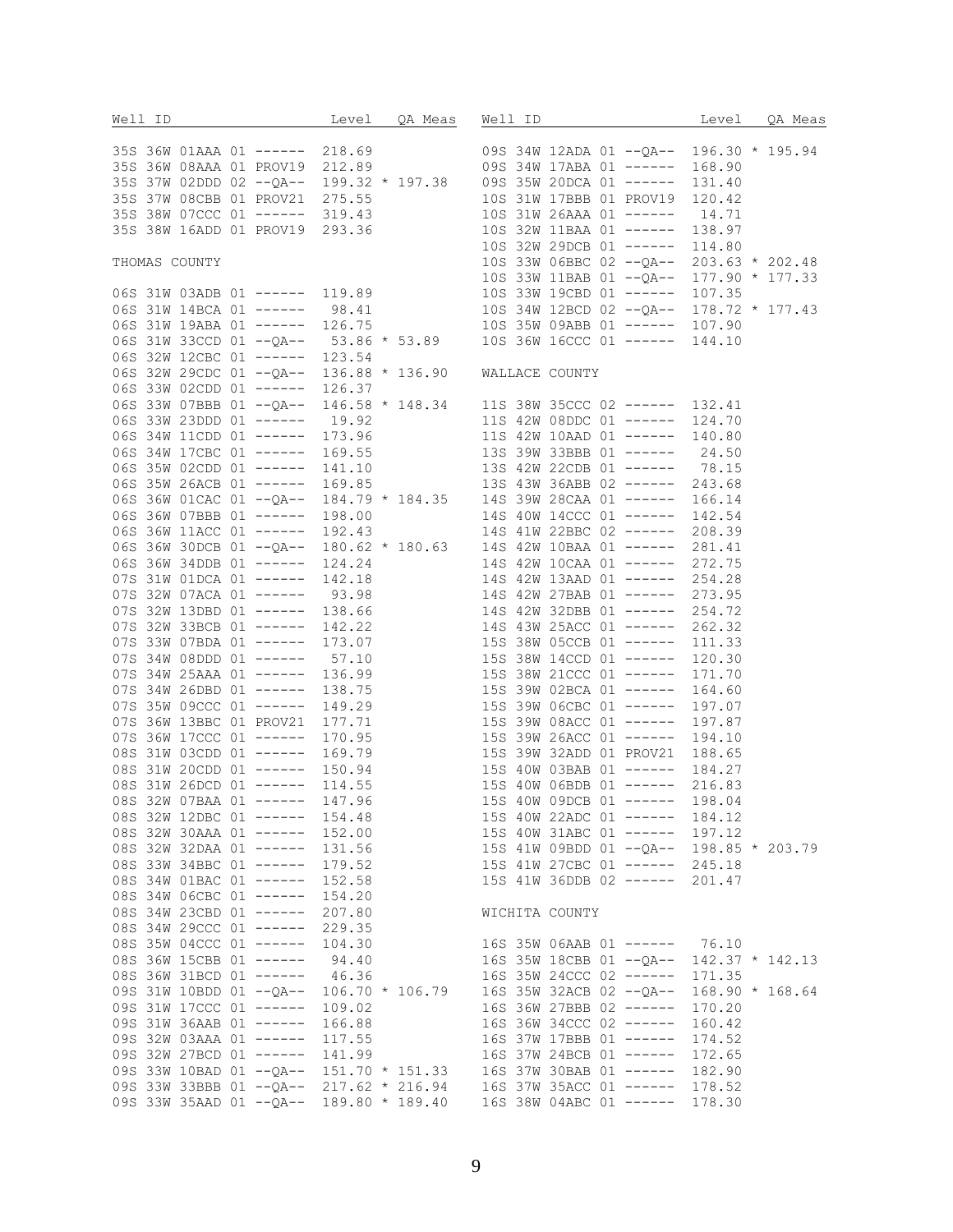| Well ID | Level | QA Meas |
|---|---|---|
| 35S 36W 01AAA 01 ------ | 218.69 | |
| 35S 36W 08AAA 01 PROV19 | 212.89 | |
| 35S 37W 02DDD 02 --QA-- | 199.32 * | 197.38 |
| 35S 37W 08CBB 01 PROV21 | 275.55 | |
| 35S 38W 07CCC 01 ------ | 319.43 | |
| 35S 38W 16ADD 01 PROV19 | 293.36 | |

THOMAS COUNTY

| Well ID | Level | QA Meas |
|---|---|---|
| 06S 31W 03ADB 01 ------ | 119.89 | |
| 06S 31W 14BCA 01 ------ | 98.41 | |
| 06S 31W 19ABA 01 ------ | 126.75 | |
| 06S 31W 33CCD 01 --QA-- | 53.86 * | 53.89 |
| 06S 32W 12CBC 01 ------ | 123.54 | |
| 06S 32W 29CDC 01 --QA-- | 136.88 * | 136.90 |
| 06S 33W 02CDD 01 ------ | 126.37 | |
| 06S 33W 07BBB 01 --QA-- | 146.58 * | 148.34 |
| 06S 33W 23DDD 01 ------ | 19.92 | |
| 06S 34W 11CDD 01 ------ | 173.96 | |
| 06S 34W 17CBC 01 ------ | 169.55 | |
| 06S 35W 02CDD 01 ------ | 141.10 | |
| 06S 35W 26ACB 01 ------ | 169.85 | |
| 06S 36W 01CAC 01 --QA-- | 184.79 * | 184.35 |
| 06S 36W 07BBB 01 ------ | 198.00 | |
| 06S 36W 11ACC 01 ------ | 192.43 | |
| 06S 36W 30DCB 01 --QA-- | 180.62 * | 180.63 |
| 06S 36W 34DDB 01 ------ | 124.24 | |
| 07S 31W 01DCA 01 ------ | 142.18 | |
| 07S 32W 07ACA 01 ------ | 93.98 | |
| 07S 32W 13DBD 01 ------ | 138.66 | |
| 07S 32W 33BCB 01 ------ | 142.22 | |
| 07S 33W 07BDA 01 ------ | 173.07 | |
| 07S 34W 08DDD 01 ------ | 57.10 | |
| 07S 34W 25AAA 01 ------ | 136.99 | |
| 07S 34W 26DBD 01 ------ | 138.75 | |
| 07S 35W 09CCC 01 ------ | 149.29 | |
| 07S 36W 13BBC 01 PROV21 | 177.71 | |
| 07S 36W 17CCC 01 ------ | 170.95 | |
| 08S 31W 03CDD 01 ------ | 169.79 | |
| 08S 31W 20CDD 01 ------ | 150.94 | |
| 08S 31W 26DCD 01 ------ | 114.55 | |
| 08S 32W 07BAA 01 ------ | 147.96 | |
| 08S 32W 12DBC 01 ------ | 154.48 | |
| 08S 32W 30AAA 01 ------ | 152.00 | |
| 08S 32W 32DAA 01 ------ | 131.56 | |
| 08S 33W 34BBC 01 ------ | 179.52 | |
| 08S 34W 01BAC 01 ------ | 152.58 | |
| 08S 34W 06CBC 01 ------ | 154.20 | |
| 08S 34W 23CBD 01 ------ | 207.80 | |
| 08S 34W 29CCC 01 ------ | 229.35 | |
| 08S 35W 04CCC 01 ------ | 104.30 | |
| 08S 36W 15CBB 01 ------ | 94.40 | |
| 08S 36W 31BCD 01 ------ | 46.36 | |
| 09S 31W 10BDD 01 --QA-- | 106.70 * | 106.79 |
| 09S 31W 17CCC 01 ------ | 109.02 | |
| 09S 31W 36AAB 01 ------ | 166.88 | |
| 09S 32W 03AAA 01 ------ | 117.55 | |
| 09S 32W 27BCD 01 ------ | 141.99 | |
| 09S 33W 10BAD 01 --QA-- | 151.70 * | 151.33 |
| 09S 33W 33BBB 01 --QA-- | 217.62 * | 216.94 |
| 09S 33W 35AAD 01 --QA-- | 189.80 * | 189.40 |
| 09S 34W 12ADA 01 --QA-- | 196.30 * | 195.94 |
| 09S 34W 17ABA 01 ------ | 168.90 | |
| 09S 35W 20DCA 01 ------ | 131.40 | |
| 10S 31W 17BBB 01 PROV19 | 120.42 | |
| 10S 31W 26AAA 01 ------ | 14.71 | |
| 10S 32W 11BAA 01 ------ | 138.97 | |
| 10S 32W 29DCB 01 ------ | 114.80 | |
| 10S 33W 06BBC 02 --QA-- | 203.63 * | 202.48 |
| 10S 33W 11BAB 01 --QA-- | 177.90 * | 177.33 |
| 10S 33W 19CBD 01 ------ | 107.35 | |
| 10S 34W 12BCD 02 --QA-- | 178.72 * | 177.43 |
| 10S 35W 09ABB 01 ------ | 107.90 | |
| 10S 36W 16CCC 01 ------ | 144.10 | |

WALLACE COUNTY

| Well ID | Level | QA Meas |
|---|---|---|
| 11S 38W 35CCC 02 ------ | 132.41 | |
| 11S 42W 08DDC 01 ------ | 124.70 | |
| 11S 42W 10AAD 01 ------ | 140.80 | |
| 13S 39W 33BBB 01 ------ | 24.50 | |
| 13S 42W 22CDB 01 ------ | 78.15 | |
| 13S 43W 36ABB 02 ------ | 243.68 | |
| 14S 39W 28CAA 01 ------ | 166.14 | |
| 14S 40W 14CCC 01 ------ | 142.54 | |
| 14S 41W 22BBC 02 ------ | 208.39 | |
| 14S 42W 10BAA 01 ------ | 281.41 | |
| 14S 42W 10CAA 01 ------ | 272.75 | |
| 14S 42W 13AAD 01 ------ | 254.28 | |
| 14S 42W 27BAB 01 ------ | 273.95 | |
| 14S 42W 32DBB 01 ------ | 254.72 | |
| 14S 43W 25ACC 01 ------ | 262.32 | |
| 15S 38W 05CCB 01 ------ | 111.33 | |
| 15S 38W 14CCD 01 ------ | 120.30 | |
| 15S 38W 21CCC 01 ------ | 171.70 | |
| 15S 39W 02BCA 01 ------ | 164.60 | |
| 15S 39W 06CBC 01 ------ | 197.07 | |
| 15S 39W 08ACC 01 ------ | 197.87 | |
| 15S 39W 26ACC 01 ------ | 194.10 | |
| 15S 39W 32ADD 01 PROV21 | 188.65 | |
| 15S 40W 03BAB 01 ------ | 184.27 | |
| 15S 40W 06BDB 01 ------ | 216.83 | |
| 15S 40W 09DCB 01 ------ | 198.04 | |
| 15S 40W 22ADC 01 ------ | 184.12 | |
| 15S 40W 31ABC 01 ------ | 197.12 | |
| 15S 41W 09BDD 01 --QA-- | 198.85 * | 203.79 |
| 15S 41W 27CBC 01 ------ | 245.18 | |
| 15S 41W 36DDB 02 ------ | 201.47 | |

WICHITA COUNTY

| Well ID | Level | QA Meas |
|---|---|---|
| 16S 35W 06AAB 01 ------ | 76.10 | |
| 16S 35W 18CBB 01 --QA-- | 142.37 * | 142.13 |
| 16S 35W 24CCC 02 ------ | 171.35 | |
| 16S 35W 32ACB 02 --QA-- | 168.90 * | 168.64 |
| 16S 36W 27BBB 02 ------ | 170.20 | |
| 16S 36W 34CCC 02 ------ | 160.42 | |
| 16S 37W 17BBB 01 ------ | 174.52 | |
| 16S 37W 24BCB 01 ------ | 172.65 | |
| 16S 37W 30BAB 01 ------ | 182.90 | |
| 16S 37W 35ACC 01 ------ | 178.52 | |
| 16S 38W 04ABC 01 ------ | 178.30 | |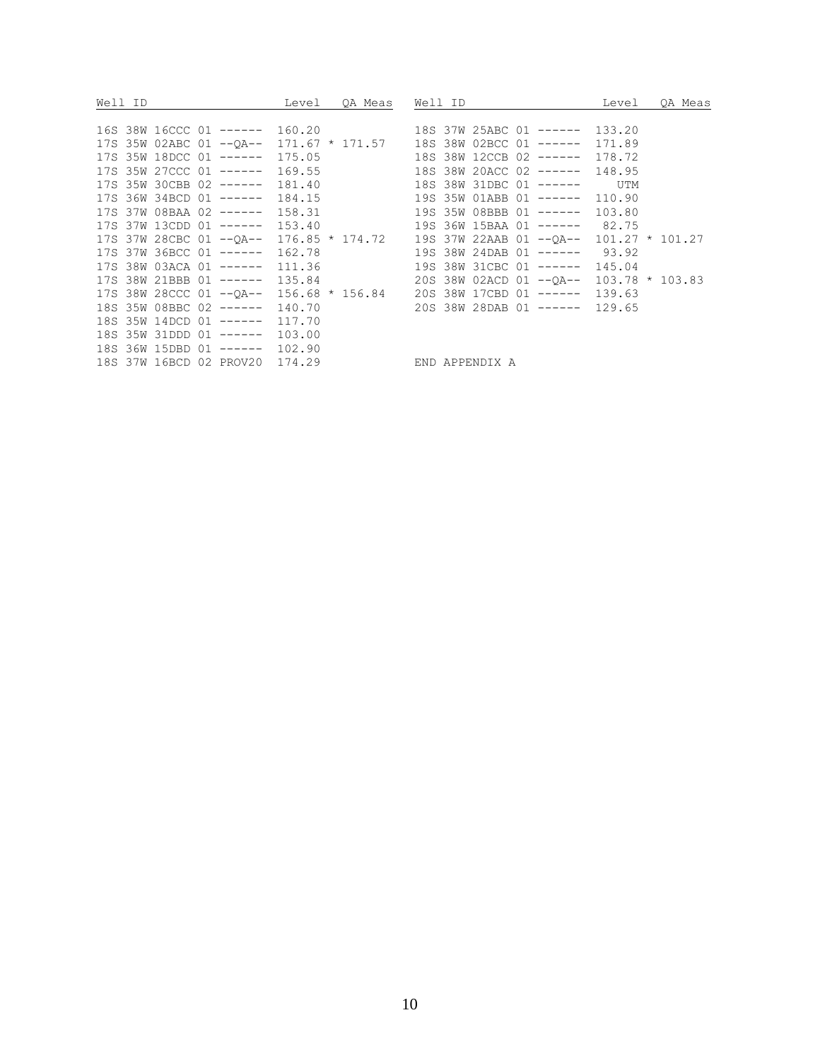| Well ID | Level | QA Meas |
|---|---|---|
| 16S 38W 16CCC 01 ------ | 160.20 | |
| 17S 35W 02ABC 01 --QA-- | 171.67 * | 171.57 |
| 17S 35W 18DCC 01 ------ | 175.05 | |
| 17S 35W 27CCC 01 ------ | 169.55 | |
| 17S 35W 30CBB 02 ------ | 181.40 | |
| 17S 36W 34BCD 01 ------ | 184.15 | |
| 17S 37W 08BAA 02 ------ | 158.31 | |
| 17S 37W 13CDD 01 ------ | 153.40 | |
| 17S 37W 28CBC 01 --QA-- | 176.85 * | 174.72 |
| 17S 37W 36BCC 01 ------ | 162.78 | |
| 17S 38W 03ACA 01 ------ | 111.36 | |
| 17S 38W 21BBB 01 ------ | 135.84 | |
| 17S 38W 28CCC 01 --QA-- | 156.68 * | 156.84 |
| 18S 35W 08BBC 02 ------ | 140.70 | |
| 18S 35W 14DCD 01 ------ | 117.70 | |
| 18S 35W 31DDD 01 ------ | 103.00 | |
| 18S 36W 15DBD 01 ------ | 102.90 | |
| 18S 37W 16BCD 02 PROV20 | 174.29 | |
| 18S 37W 25ABC 01 ------ | 133.20 | |
| 18S 38W 02BCC 01 ------ | 171.89 | |
| 18S 38W 12CCB 02 ------ | 178.72 | |
| 18S 38W 20ACC 02 ------ | 148.95 | |
| 18S 38W 31DBC 01 ------ | UTM | |
| 19S 35W 01ABB 01 ------ | 110.90 | |
| 19S 35W 08BBB 01 ------ | 103.80 | |
| 19S 36W 15BAA 01 ------ | 82.75 | |
| 19S 37W 22AAB 01 --QA-- | 101.27 * | 101.27 |
| 19S 38W 24DAB 01 ------ | 93.92 | |
| 19S 38W 31CBC 01 ------ | 145.04 | |
| 20S 38W 02ACD 01 --QA-- | 103.78 * | 103.83 |
| 20S 38W 17CBD 01 ------ | 139.63 | |
| 20S 38W 28DAB 01 ------ | 129.65 | |

END APPENDIX A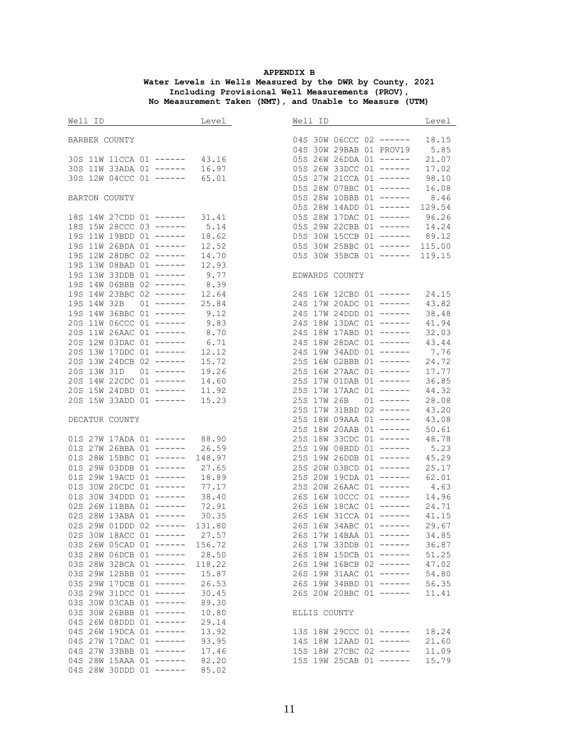**APPENDIX B**
**Water Levels in Wells Measured by the DWR by County, 2021**
**Including Provisional Well Measurements (PROV),**
**No Measurement Taken (NMT), and Unable to Measure (UTM)**

| Well ID | Level |
|---|---|
| **BARBER COUNTY** | |
| 30S 11W 11CCA 01 ------ | 43.16 |
| 30S 11W 33ADA 01 ------ | 16.97 |
| 30S 12W 04CCC 01 ------ | 65.01 |
| **BARTON COUNTY** | |
| 18S 14W 27CDD 01 ------ | 31.41 |
| 18S 15W 28CCC 03 ------ | 5.14 |
| 19S 11W 19BDD 01 ------ | 18.62 |
| 19S 11W 26BDA 01 ------ | 12.52 |
| 19S 12W 28DBC 02 ------ | 14.70 |
| 19S 13W 08BAD 01 ------ | 12.93 |
| 19S 13W 33DDB 01 ------ | 9.77 |
| 19S 14W 06BBB 02 ------ | 8.39 |
| 19S 14W 23BBC 02 ------ | 12.64 |
| 19S 14W 32B 01 ------ | 25.84 |
| 19S 14W 36BBC 01 ------ | 9.12 |
| 20S 11W 06CCC 01 ------ | 9.83 |
| 20S 11W 26AAC 01 ------ | 8.70 |
| 20S 12W 03DAC 01 ------ | 6.71 |
| 20S 13W 17DDC 01 ------ | 12.12 |
| 20S 13W 24DCB 02 ------ | 15.72 |
| 20S 13W 31D 01 ------ | 19.26 |
| 20S 14W 22CDC 01 ------ | 14.60 |
| 20S 15W 24DBD 01 ------ | 11.92 |
| 20S 15W 33ADD 01 ------ | 15.23 |
| **DECATUR COUNTY** | |
| 01S 27W 17ADA 01 ------ | 88.90 |
| 01S 27W 26BBA 01 ------ | 26.59 |
| 01S 28W 15BBC 01 ------ | 148.97 |
| 01S 29W 03DDB 01 ------ | 27.65 |
| 01S 29W 19ACD 01 ------ | 18.89 |
| 01S 30W 20CDC 01 ------ | 77.17 |
| 01S 30W 34DDD 01 ------ | 38.40 |
| 02S 26W 11BBA 01 ------ | 72.91 |
| 02S 28W 13ABA 01 ------ | 30.35 |
| 02S 29W 01DDD 02 ------ | 131.80 |
| 02S 30W 18ACC 01 ------ | 27.57 |
| 03S 26W 05CAD 01 ------ | 156.72 |
| 03S 28W 06DCB 01 ------ | 28.50 |
| 03S 28W 32BCA 01 ------ | 118.22 |
| 03S 29W 12BBB 01 ------ | 15.87 |
| 03S 29W 17DCB 01 ------ | 26.53 |
| 03S 29W 31DCC 01 ------ | 30.45 |
| 03S 30W 03CAB 01 ------ | 89.30 |
| 03S 30W 26BBB 01 ------ | 10.80 |
| 04S 26W 08DDD 01 ------ | 29.14 |
| 04S 26W 19DCA 01 ------ | 13.92 |
| 04S 27W 17DAC 01 ------ | 93.95 |
| 04S 27W 33BBB 01 ------ | 17.46 |
| 04S 28W 15AAA 01 ------ | 82.20 |
| 04S 28W 30DDD 01 ------ | 85.02 |
| 04S 30W 06CCC 02 ------ | 18.15 |
| 04S 30W 29BAB 01 PROV19 | 5.85 |
| 05S 26W 26DDA 01 ------ | 21.07 |
| 05S 26W 33DCC 01 ------ | 17.02 |
| 05S 27W 21CCA 01 ------ | 98.10 |
| 05S 28W 07BBC 01 ------ | 16.08 |
| 05S 28W 10BBB 01 ------ | 8.46 |
| 05S 28W 14ADD 01 ------ | 129.54 |
| 05S 28W 17DAC 01 ------ | 96.26 |
| 05S 29W 22CBB 01 ------ | 14.24 |
| 05S 30W 15CCB 01 ------ | 89.12 |
| 05S 30W 25BBC 01 ------ | 115.00 |
| 05S 30W 35BCB 01 ------ | 119.15 |
| **EDWARDS COUNTY** | |
| 24S 16W 12CBD 01 ------ | 24.15 |
| 24S 17W 20ADC 01 ------ | 43.82 |
| 24S 17W 24DDD 01 ------ | 38.48 |
| 24S 18W 13DAC 01 ------ | 41.94 |
| 24S 18W 17ABD 01 ------ | 32.03 |
| 24S 18W 28DAC 01 ------ | 43.44 |
| 24S 19W 34ADD 01 ------ | 7.76 |
| 25S 16W 02BBB 01 ------ | 24.72 |
| 25S 16W 27AAC 01 ------ | 17.77 |
| 25S 17W 01DAB 01 ------ | 36.85 |
| 25S 17W 17AAC 01 ------ | 44.32 |
| 25S 17W 26B 01 ------ | 28.08 |
| 25S 17W 31BBD 02 ------ | 43.20 |
| 25S 18W 09AAA 01 ------ | 43.08 |
| 25S 18W 20AAB 01 ------ | 50.61 |
| 25S 18W 33CDC 01 ------ | 48.78 |
| 25S 19W 08BDD 01 ------ | 5.23 |
| 25S 19W 26DDB 01 ------ | 45.29 |
| 25S 20W 03BCD 01 ------ | 25.17 |
| 25S 20W 19CDA 01 ------ | 62.01 |
| 25S 20W 26AAC 01 ------ | 4.63 |
| 26S 16W 10CCC 01 ------ | 14.96 |
| 26S 16W 18CAC 01 ------ | 24.71 |
| 26S 16W 31CCA 01 ------ | 41.15 |
| 26S 16W 34ABC 01 ------ | 29.67 |
| 26S 17W 14BAA 01 ------ | 34.85 |
| 26S 17W 33DDB 01 ------ | 36.87 |
| 26S 18W 15DCB 01 ------ | 51.25 |
| 26S 19W 16BCB 02 ------ | 47.02 |
| 26S 19W 31AAC 01 ------ | 54.80 |
| 26S 19W 34BBD 01 ------ | 56.35 |
| 26S 20W 20BBC 01 ------ | 11.41 |
| **ELLIS COUNTY** | |
| 13S 18W 29CCC 01 ------ | 18.24 |
| 14S 18W 12AAD 01 ------ | 21.60 |
| 15S 18W 27CBC 02 ------ | 11.09 |
| 15S 19W 25CAB 01 ------ | 15.79 |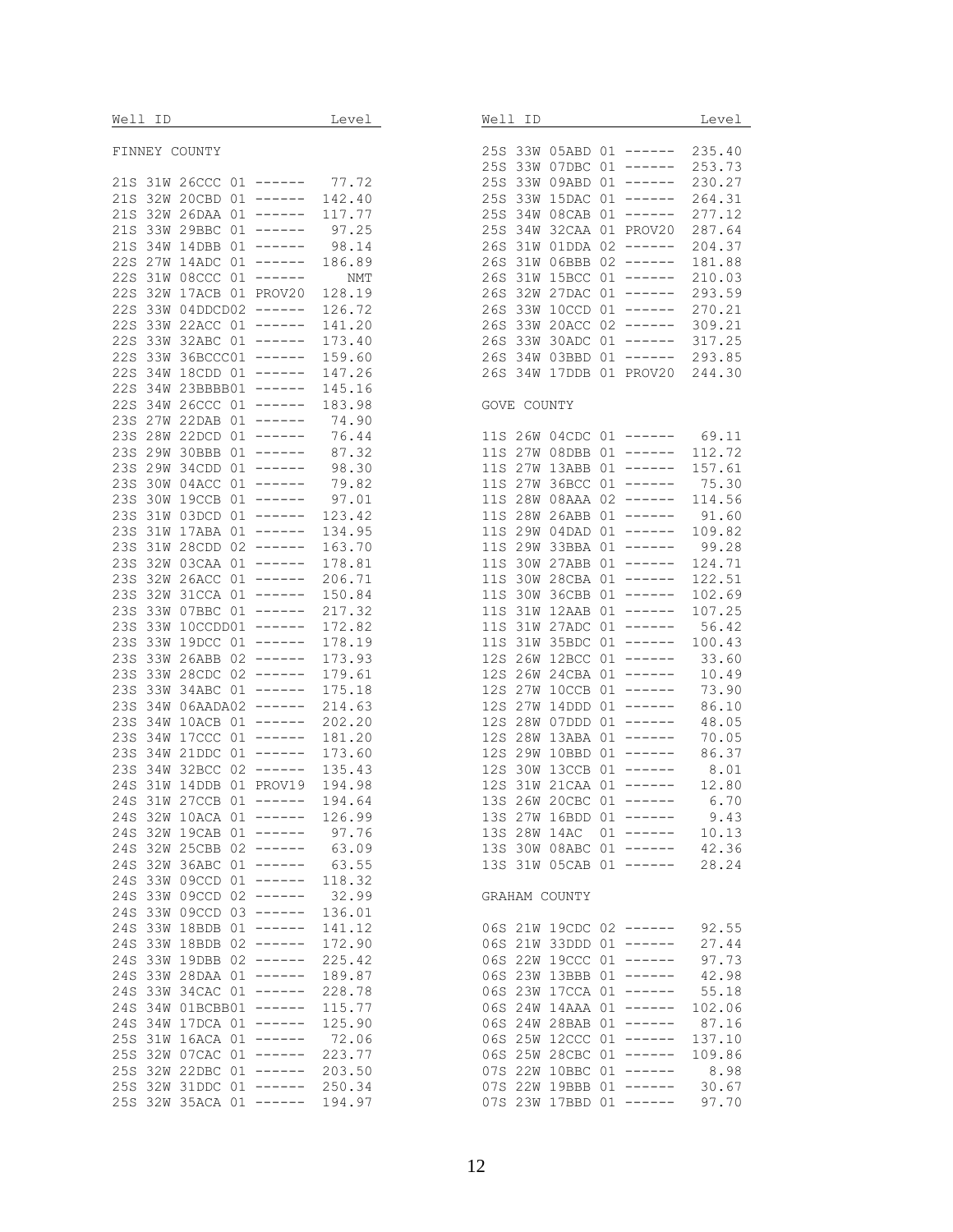| Well ID | Level |
|---|---|
| **FINNEY COUNTY** | |
| 21S 31W 26CCC 01 ------ | 77.72 |
| 21S 32W 20CBD 01 ------ | 142.40 |
| 21S 32W 26DAA 01 ------ | 117.77 |
| 21S 33W 29BBC 01 ------ | 97.25 |
| 21S 34W 14DBB 01 ------ | 98.14 |
| 22S 27W 14ADC 01 ------ | 186.89 |
| 22S 31W 08CCC 01 ------ | NMT |
| 22S 32W 17ACB 01 PROV20 | 128.19 |
| 22S 33W 04DDCD02 ------ | 126.72 |
| 22S 33W 22ACC 01 ------ | 141.20 |
| 22S 33W 32ABC 01 ------ | 173.40 |
| 22S 33W 36BCCC01 ------ | 159.60 |
| 22S 34W 18CDD 01 ------ | 147.26 |
| 22S 34W 23BBBB01 ------ | 145.16 |
| 22S 34W 26CCC 01 ------ | 183.98 |
| 23S 27W 22DAB 01 ------ | 74.90 |
| 23S 28W 22DCD 01 ------ | 76.44 |
| 23S 29W 30BBB 01 ------ | 87.32 |
| 23S 29W 34CDD 01 ------ | 98.30 |
| 23S 30W 04ACC 01 ------ | 79.82 |
| 23S 30W 19CCB 01 ------ | 97.01 |
| 23S 31W 03DCD 01 ------ | 123.42 |
| 23S 31W 17ABA 01 ------ | 134.95 |
| 23S 31W 28CDD 02 ------ | 163.70 |
| 23S 32W 03CAA 01 ------ | 178.81 |
| 23S 32W 26ACC 01 ------ | 206.71 |
| 23S 32W 31CCA 01 ------ | 150.84 |
| 23S 33W 07BBC 01 ------ | 217.32 |
| 23S 33W 10CCDD01 ------ | 172.82 |
| 23S 33W 19DCC 01 ------ | 178.19 |
| 23S 33W 26ABB 02 ------ | 173.93 |
| 23S 33W 28CDC 02 ------ | 179.61 |
| 23S 33W 34ABC 01 ------ | 175.18 |
| 23S 34W 06AADA02 ------ | 214.63 |
| 23S 34W 10ACB 01 ------ | 202.20 |
| 23S 34W 17CCC 01 ------ | 181.20 |
| 23S 34W 21DDC 01 ------ | 173.60 |
| 23S 34W 32BCC 02 ------ | 135.43 |
| 24S 31W 14DDB 01 PROV19 | 194.98 |
| 24S 31W 27CCB 01 ------ | 194.64 |
| 24S 32W 10ACA 01 ------ | 126.99 |
| 24S 32W 19CAB 01 ------ | 97.76 |
| 24S 32W 25CBB 02 ------ | 63.09 |
| 24S 32W 36ABC 01 ------ | 63.55 |
| 24S 33W 09CCD 01 ------ | 118.32 |
| 24S 33W 09CCD 02 ------ | 32.99 |
| 24S 33W 09CCD 03 ------ | 136.01 |
| 24S 33W 18BDB 01 ------ | 141.12 |
| 24S 33W 18BDB 02 ------ | 172.90 |
| 24S 33W 19DBB 02 ------ | 225.42 |
| 24S 33W 28DAA 01 ------ | 189.87 |
| 24S 33W 34CAC 01 ------ | 228.78 |
| 24S 34W 01BCBB01 ------ | 115.77 |
| 24S 34W 17DCA 01 ------ | 125.90 |
| 25S 31W 16ACA 01 ------ | 72.06 |
| 25S 32W 07CAC 01 ------ | 223.77 |
| 25S 32W 22DBC 01 ------ | 203.50 |
| 25S 32W 31DDC 01 ------ | 250.34 |
| 25S 32W 35ACA 01 ------ | 194.97 |
| 25S 33W 05ABD 01 ------ | 235.40 |
| 25S 33W 07DBC 01 ------ | 253.73 |
| 25S 33W 09ABD 01 ------ | 230.27 |
| 25S 33W 15DAC 01 ------ | 264.31 |
| 25S 34W 08CAB 01 ------ | 277.12 |
| 25S 34W 32CAA 01 PROV20 | 287.64 |
| 26S 31W 01DDA 02 ------ | 204.37 |
| 26S 31W 06BBB 02 ------ | 181.88 |
| 26S 31W 15BCC 01 ------ | 210.03 |
| 26S 32W 27DAC 01 ------ | 293.59 |
| 26S 33W 10CCD 01 ------ | 270.21 |
| 26S 33W 20ACC 02 ------ | 309.21 |
| 26S 33W 30ADC 01 ------ | 317.25 |
| 26S 34W 03BBD 01 ------ | 293.85 |
| 26S 34W 17DDB 01 PROV20 | 244.30 |
| **GOVE COUNTY** | |
| 11S 26W 04CDC 01 ------ | 69.11 |
| 11S 27W 08DBB 01 ------ | 112.72 |
| 11S 27W 13ABB 01 ------ | 157.61 |
| 11S 27W 36BCC 01 ------ | 75.30 |
| 11S 28W 08AAA 02 ------ | 114.56 |
| 11S 28W 26ABB 01 ------ | 91.60 |
| 11S 29W 04DAD 01 ------ | 109.82 |
| 11S 29W 33BBA 01 ------ | 99.28 |
| 11S 30W 27ABB 01 ------ | 124.71 |
| 11S 30W 28CBA 01 ------ | 122.51 |
| 11S 30W 36CBB 01 ------ | 102.69 |
| 11S 31W 12AAB 01 ------ | 107.25 |
| 11S 31W 27ADC 01 ------ | 56.42 |
| 11S 31W 35BDC 01 ------ | 100.43 |
| 12S 26W 12BCC 01 ------ | 33.60 |
| 12S 26W 24CBA 01 ------ | 10.49 |
| 12S 27W 10CCB 01 ------ | 73.90 |
| 12S 27W 14DDD 01 ------ | 86.10 |
| 12S 28W 07DDD 01 ------ | 48.05 |
| 12S 28W 13ABA 01 ------ | 70.05 |
| 12S 29W 10BBD 01 ------ | 86.37 |
| 12S 30W 13CCB 01 ------ | 8.01 |
| 12S 31W 21CAA 01 ------ | 12.80 |
| 13S 26W 20CBC 01 ------ | 6.70 |
| 13S 27W 16BDD 01 ------ | 9.43 |
| 13S 28W 14AC 01 ------ | 10.13 |
| 13S 30W 08ABC 01 ------ | 42.36 |
| 13S 31W 05CAB 01 ------ | 28.24 |
| **GRAHAM COUNTY** | |
| 06S 21W 19CDC 02 ------ | 92.55 |
| 06S 21W 33DDD 01 ------ | 27.44 |
| 06S 22W 19CCC 01 ------ | 97.73 |
| 06S 23W 13BBB 01 ------ | 42.98 |
| 06S 23W 17CCA 01 ------ | 55.18 |
| 06S 24W 14AAA 01 ------ | 102.06 |
| 06S 24W 28BAB 01 ------ | 87.16 |
| 06S 25W 12CCC 01 ------ | 137.10 |
| 06S 25W 28CBC 01 ------ | 109.86 |
| 07S 22W 10BBC 01 ------ | 8.98 |
| 07S 22W 19BBB 01 ------ | 30.67 |
| 07S 23W 17BBD 01 ------ | 97.70 |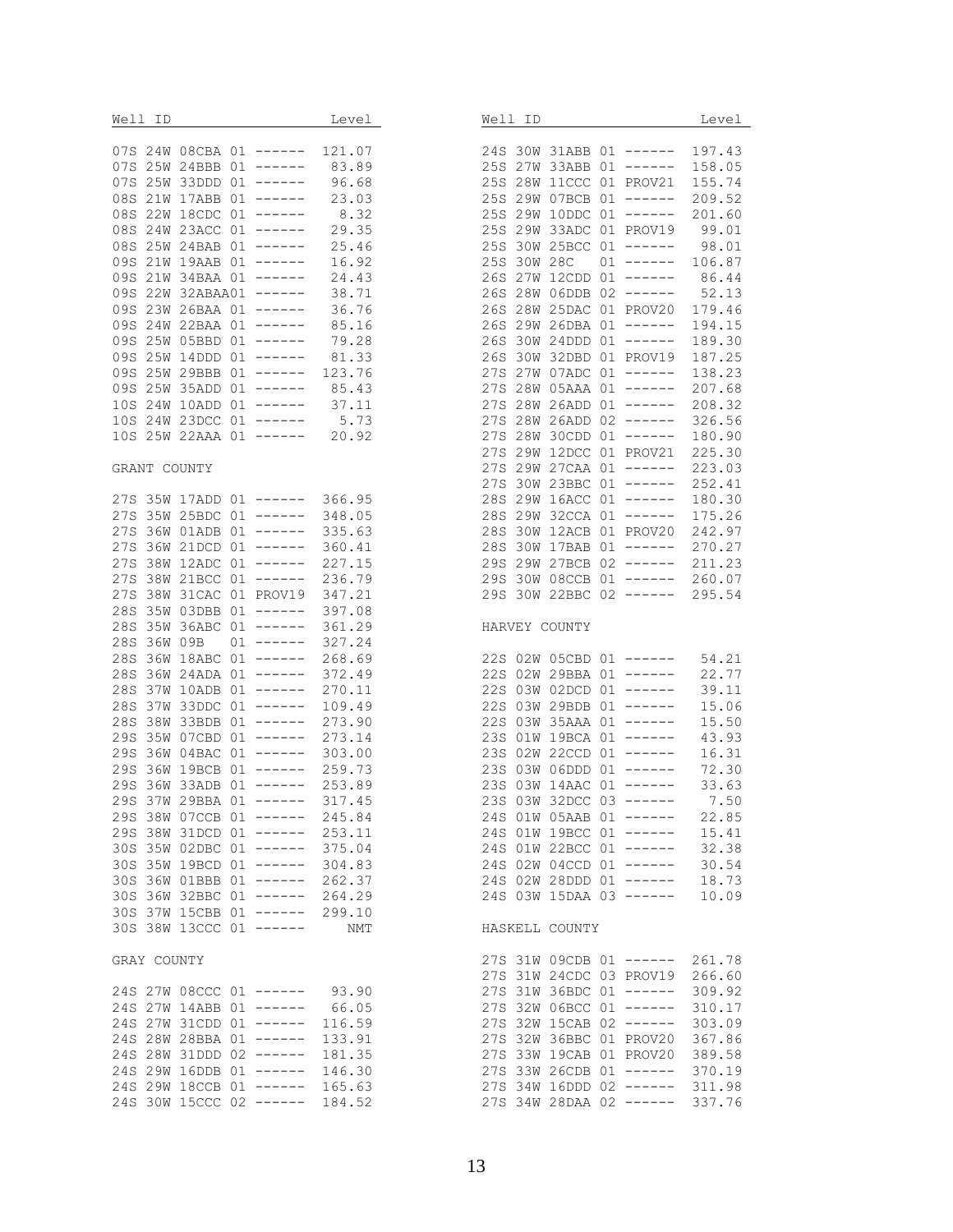| Well ID | Level |
|---|---|
| 07S 24W 08CBA 01 ------ | 121.07 |
| 07S 25W 24BBB 01 ------ | 83.89 |
| 07S 25W 33DDD 01 ------ | 96.68 |
| 08S 21W 17ABB 01 ------ | 23.03 |
| 08S 22W 18CDC 01 ------ | 8.32 |
| 08S 24W 23ACC 01 ------ | 29.35 |
| 08S 25W 24BAB 01 ------ | 25.46 |
| 09S 21W 19AAB 01 ------ | 16.92 |
| 09S 21W 34BAA 01 ------ | 24.43 |
| 09S 22W 32ABAA01 ------ | 38.71 |
| 09S 23W 26BAA 01 ------ | 36.76 |
| 09S 24W 22BAA 01 ------ | 85.16 |
| 09S 25W 05BBD 01 ------ | 79.28 |
| 09S 25W 14DDD 01 ------ | 81.33 |
| 09S 25W 29BBB 01 ------ | 123.76 |
| 09S 25W 35ADD 01 ------ | 85.43 |
| 10S 24W 10ADD 01 ------ | 37.11 |
| 10S 24W 23DCC 01 ------ | 5.73 |
| 10S 25W 22AAA 01 ------ | 20.92 |

GRANT COUNTY

| Well ID | Level |
|---|---|
| 27S 35W 17ADD 01 ------ | 366.95 |
| 27S 35W 25BDC 01 ------ | 348.05 |
| 27S 36W 01ADB 01 ------ | 335.63 |
| 27S 36W 21DCD 01 ------ | 360.41 |
| 27S 38W 12ADC 01 ------ | 227.15 |
| 27S 38W 21BCC 01 ------ | 236.79 |
| 27S 38W 31CAC 01 PROV19 | 347.21 |
| 28S 35W 03DBB 01 ------ | 397.08 |
| 28S 35W 36ABC 01 ------ | 361.29 |
| 28S 36W 09B 01 ------ | 327.24 |
| 28S 36W 18ABC 01 ------ | 268.69 |
| 28S 36W 24ADA 01 ------ | 372.49 |
| 28S 37W 10ADB 01 ------ | 270.11 |
| 28S 37W 33DDC 01 ------ | 109.49 |
| 28S 38W 33BDB 01 ------ | 273.90 |
| 29S 35W 07CBD 01 ------ | 273.14 |
| 29S 36W 04BAC 01 ------ | 303.00 |
| 29S 36W 19BCB 01 ------ | 259.73 |
| 29S 36W 33ADB 01 ------ | 253.89 |
| 29S 37W 29BBA 01 ------ | 317.45 |
| 29S 38W 07CCB 01 ------ | 245.84 |
| 29S 38W 31DCD 01 ------ | 253.11 |
| 30S 35W 02DBC 01 ------ | 375.04 |
| 30S 35W 19BCD 01 ------ | 304.83 |
| 30S 36W 01BBB 01 ------ | 262.37 |
| 30S 36W 32BBC 01 ------ | 264.29 |
| 30S 37W 15CBB 01 ------ | 299.10 |
| 30S 38W 13CCC 01 ------ | NMT |

GRAY COUNTY

| Well ID | Level |
|---|---|
| 24S 27W 08CCC 01 ------ | 93.90 |
| 24S 27W 14ABB 01 ------ | 66.05 |
| 24S 27W 31CDD 01 ------ | 116.59 |
| 24S 28W 28BBA 01 ------ | 133.91 |
| 24S 28W 31DDD 02 ------ | 181.35 |
| 24S 29W 16DDB 01 ------ | 146.30 |
| 24S 29W 18CCB 01 ------ | 165.63 |
| 24S 30W 15CCC 02 ------ | 184.52 |
| 24S 30W 31ABB 01 ------ | 197.43 |
| 25S 27W 33ABB 01 ------ | 158.05 |
| 25S 28W 11CCC 01 PROV21 | 155.74 |
| 25S 29W 07BCB 01 ------ | 209.52 |
| 25S 29W 10DDC 01 ------ | 201.60 |
| 25S 29W 33ADC 01 PROV19 | 99.01 |
| 25S 30W 25BCC 01 ------ | 98.01 |
| 25S 30W 28C 01 ------ | 106.87 |
| 26S 27W 12CDD 01 ------ | 86.44 |
| 26S 28W 06DDB 02 ------ | 52.13 |
| 26S 28W 25DAC 01 PROV20 | 179.46 |
| 26S 29W 26DBA 01 ------ | 194.15 |
| 26S 30W 24DDD 01 ------ | 189.30 |
| 26S 30W 32DBD 01 PROV19 | 187.25 |
| 27S 27W 07ADC 01 ------ | 138.23 |
| 27S 28W 05AAA 01 ------ | 207.68 |
| 27S 28W 26ADD 01 ------ | 208.32 |
| 27S 28W 26ADD 02 ------ | 326.56 |
| 27S 28W 30CDD 01 ------ | 180.90 |
| 27S 29W 12DCC 01 PROV21 | 225.30 |
| 27S 29W 27CAA 01 ------ | 223.03 |
| 27S 30W 23BBC 01 ------ | 252.41 |
| 28S 29W 16ACC 01 ------ | 180.30 |
| 28S 29W 32CCA 01 ------ | 175.26 |
| 28S 30W 12ACB 01 PROV20 | 242.97 |
| 28S 30W 17BAB 01 ------ | 270.27 |
| 29S 29W 27BCB 02 ------ | 211.23 |
| 29S 30W 08CCB 01 ------ | 260.07 |
| 29S 30W 22BBC 02 ------ | 295.54 |

HARVEY COUNTY

| Well ID | Level |
|---|---|
| 22S 02W 05CBD 01 ------ | 54.21 |
| 22S 02W 29BBA 01 ------ | 22.77 |
| 22S 03W 02DCD 01 ------ | 39.11 |
| 22S 03W 29BDB 01 ------ | 15.06 |
| 22S 03W 35AAA 01 ------ | 15.50 |
| 23S 01W 19BCA 01 ------ | 43.93 |
| 23S 02W 22CCD 01 ------ | 16.31 |
| 23S 03W 06DDD 01 ------ | 72.30 |
| 23S 03W 14AAC 01 ------ | 33.63 |
| 23S 03W 32DCC 03 ------ | 7.50 |
| 24S 01W 05AAB 01 ------ | 22.85 |
| 24S 01W 19BCC 01 ------ | 15.41 |
| 24S 01W 22BCC 01 ------ | 32.38 |
| 24S 02W 04CCD 01 ------ | 30.54 |
| 24S 02W 28DDD 01 ------ | 18.73 |
| 24S 03W 15DAA 03 ------ | 10.09 |

HASKELL COUNTY

| Well ID | Level |
|---|---|
| 27S 31W 09CDB 01 ------ | 261.78 |
| 27S 31W 24CDC 03 PROV19 | 266.60 |
| 27S 31W 36BDC 01 ------ | 309.92 |
| 27S 32W 06BCC 01 ------ | 310.17 |
| 27S 32W 15CAB 02 ------ | 303.09 |
| 27S 32W 36BBC 01 PROV20 | 367.86 |
| 27S 33W 19CAB 01 PROV20 | 389.58 |
| 27S 33W 26CDB 01 ------ | 370.19 |
| 27S 34W 16DDD 02 ------ | 311.98 |
| 27S 34W 28DAA 02 ------ | 337.76 |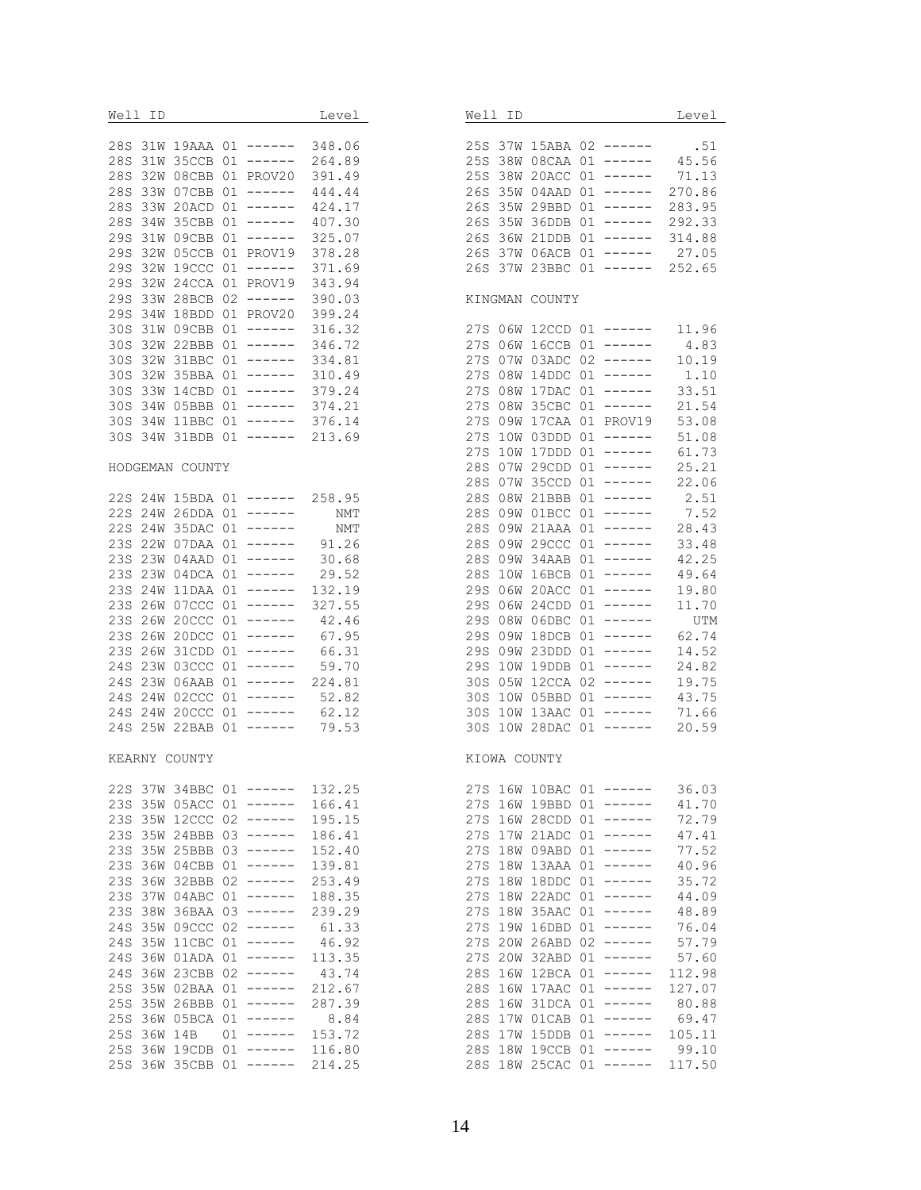| Well ID | Level |
|---|---|
| 28S 31W 19AAA 01 ------ | 348.06 |
| 28S 31W 35CCB 01 ------ | 264.89 |
| 28S 32W 08CBB 01 PROV20 | 391.49 |
| 28S 33W 07CBB 01 ------ | 444.44 |
| 28S 33W 20ACD 01 ------ | 424.17 |
| 28S 34W 35CBB 01 ------ | 407.30 |
| 29S 31W 09CBB 01 ------ | 325.07 |
| 29S 32W 05CCB 01 PROV19 | 378.28 |
| 29S 32W 19CCC 01 ------ | 371.69 |
| 29S 32W 24CCA 01 PROV19 | 343.94 |
| 29S 33W 28BCB 02 ------ | 390.03 |
| 29S 34W 18BDD 01 PROV20 | 399.24 |
| 30S 31W 09CBB 01 ------ | 316.32 |
| 30S 32W 22BBB 01 ------ | 346.72 |
| 30S 32W 31BBC 01 ------ | 334.81 |
| 30S 32W 35BBA 01 ------ | 310.49 |
| 30S 33W 14CBD 01 ------ | 379.24 |
| 30S 34W 05BBB 01 ------ | 374.21 |
| 30S 34W 11BBC 01 ------ | 376.14 |
| 30S 34W 31BDB 01 ------ | 213.69 |

HODGEMAN COUNTY

| Well ID | Level |
|---|---|
| 22S 24W 15BDA 01 ------ | 258.95 |
| 22S 24W 26DDA 01 ------ | NMT |
| 22S 24W 35DAC 01 ------ | NMT |
| 23S 22W 07DAA 01 ------ | 91.26 |
| 23S 23W 04AAD 01 ------ | 30.68 |
| 23S 23W 04DCA 01 ------ | 29.52 |
| 23S 24W 11DAA 01 ------ | 132.19 |
| 23S 26W 07CCC 01 ------ | 327.55 |
| 23S 26W 20CCC 01 ------ | 42.46 |
| 23S 26W 20DCC 01 ------ | 67.95 |
| 23S 26W 31CDD 01 ------ | 66.31 |
| 24S 23W 03CCC 01 ------ | 59.70 |
| 24S 23W 06AAB 01 ------ | 224.81 |
| 24S 24W 02CCC 01 ------ | 52.82 |
| 24S 24W 20CCC 01 ------ | 62.12 |
| 24S 25W 22BAB 01 ------ | 79.53 |

KEARNY COUNTY

| Well ID | Level |
|---|---|
| 22S 37W 34BBC 01 ------ | 132.25 |
| 23S 35W 05ACC 01 ------ | 166.41 |
| 23S 35W 12CCC 02 ------ | 195.15 |
| 23S 35W 24BBB 03 ------ | 186.41 |
| 23S 35W 25BBB 03 ------ | 152.40 |
| 23S 36W 04CBB 01 ------ | 139.81 |
| 23S 36W 32BBB 02 ------ | 253.49 |
| 23S 37W 04ABC 01 ------ | 188.35 |
| 23S 38W 36BAA 03 ------ | 239.29 |
| 24S 35W 09CCC 02 ------ | 61.33 |
| 24S 35W 11CBC 01 ------ | 46.92 |
| 24S 36W 01ADA 01 ------ | 113.35 |
| 24S 36W 23CBB 02 ------ | 43.74 |
| 25S 35W 02BAA 01 ------ | 212.67 |
| 25S 35W 26BBB 01 ------ | 287.39 |
| 25S 36W 05BCA 01 ------ | 8.84 |
| 25S 36W 14B 01 ------ | 153.72 |
| 25S 36W 19CDB 01 ------ | 116.80 |
| 25S 36W 35CBB 01 ------ | 214.25 |
| 25S 37W 15ABA 02 ------ | .51 |
| 25S 38W 08CAA 01 ------ | 45.56 |
| 25S 38W 20ACC 01 ------ | 71.13 |
| 26S 35W 04AAD 01 ------ | 270.86 |
| 26S 35W 29BBD 01 ------ | 283.95 |
| 26S 35W 36DDB 01 ------ | 292.33 |
| 26S 36W 21DDB 01 ------ | 314.88 |
| 26S 37W 06ACB 01 ------ | 27.05 |
| 26S 37W 23BBC 01 ------ | 252.65 |

KINGMAN COUNTY

| Well ID | Level |
|---|---|
| 27S 06W 12CCD 01 ------ | 11.96 |
| 27S 06W 16CCB 01 ------ | 4.83 |
| 27S 07W 03ADC 02 ------ | 10.19 |
| 27S 08W 14DDC 01 ------ | 1.10 |
| 27S 08W 17DAC 01 ------ | 33.51 |
| 27S 08W 35CBC 01 ------ | 21.54 |
| 27S 09W 17CAA 01 PROV19 | 53.08 |
| 27S 10W 03DDD 01 ------ | 51.08 |
| 27S 10W 17DDD 01 ------ | 61.73 |
| 28S 07W 29CDD 01 ------ | 25.21 |
| 28S 07W 35CCD 01 ------ | 22.06 |
| 28S 08W 21BBB 01 ------ | 2.51 |
| 28S 09W 01BCC 01 ------ | 7.52 |
| 28S 09W 21AAA 01 ------ | 28.43 |
| 28S 09W 29CCC 01 ------ | 33.48 |
| 28S 09W 34AAB 01 ------ | 42.25 |
| 28S 10W 16BCB 01 ------ | 49.64 |
| 29S 06W 20ACC 01 ------ | 19.80 |
| 29S 06W 24CDD 01 ------ | 11.70 |
| 29S 08W 06DBC 01 ------ | UTM |
| 29S 09W 18DCB 01 ------ | 62.74 |
| 29S 09W 23DDD 01 ------ | 14.52 |
| 29S 10W 19DDB 01 ------ | 24.82 |
| 30S 05W 12CCA 02 ------ | 19.75 |
| 30S 10W 05BBD 01 ------ | 43.75 |
| 30S 10W 13AAC 01 ------ | 71.66 |
| 30S 10W 28DAC 01 ------ | 20.59 |

KIOWA COUNTY

| Well ID | Level |
|---|---|
| 27S 16W 10BAC 01 ------ | 36.03 |
| 27S 16W 19BBD 01 ------ | 41.70 |
| 27S 16W 28CDD 01 ------ | 72.79 |
| 27S 17W 21ADC 01 ------ | 47.41 |
| 27S 18W 09ABD 01 ------ | 77.52 |
| 27S 18W 13AAA 01 ------ | 40.96 |
| 27S 18W 18DDC 01 ------ | 35.72 |
| 27S 18W 22ADC 01 ------ | 44.09 |
| 27S 18W 35AAC 01 ------ | 48.89 |
| 27S 19W 16DBD 01 ------ | 76.04 |
| 27S 20W 26ABD 02 ------ | 57.79 |
| 27S 20W 32ABD 01 ------ | 57.60 |
| 28S 16W 12BCA 01 ------ | 112.98 |
| 28S 16W 17AAC 01 ------ | 127.07 |
| 28S 16W 31DCA 01 ------ | 80.88 |
| 28S 17W 01CAB 01 ------ | 69.47 |
| 28S 17W 15DDB 01 ------ | 105.11 |
| 28S 18W 19CCB 01 ------ | 99.10 |
| 28S 18W 25CAC 01 ------ | 117.50 |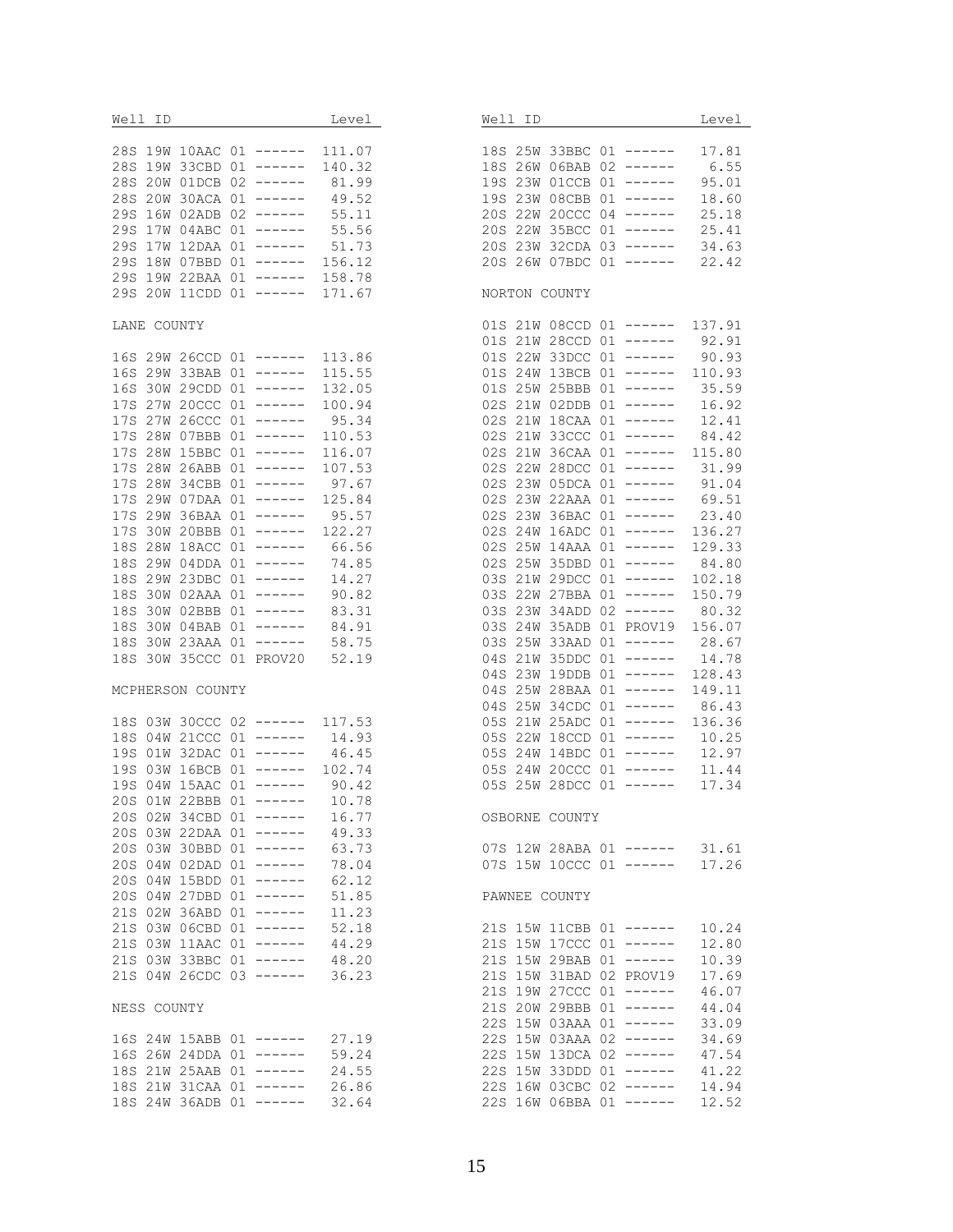| Well ID | Level |
|---|---|
| 28S 19W 10AAC 01 ------ | 111.07 |
| 28S 19W 33CBD 01 ------ | 140.32 |
| 28S 20W 01DCB 02 ------ | 81.99 |
| 28S 20W 30ACA 01 ------ | 49.52 |
| 29S 16W 02ADB 02 ------ | 55.11 |
| 29S 17W 04ABC 01 ------ | 55.56 |
| 29S 17W 12DAA 01 ------ | 51.73 |
| 29S 18W 07BBD 01 ------ | 156.12 |
| 29S 19W 22BAA 01 ------ | 158.78 |
| 29S 20W 11CDD 01 ------ | 171.67 |

LANE COUNTY

| Well ID | Level |
|---|---|
| 16S 29W 26CCD 01 ------ | 113.86 |
| 16S 29W 33BAB 01 ------ | 115.55 |
| 16S 30W 29CDD 01 ------ | 132.05 |
| 17S 27W 20CCC 01 ------ | 100.94 |
| 17S 27W 26CCC 01 ------ | 95.34 |
| 17S 28W 07BBB 01 ------ | 110.53 |
| 17S 28W 15BBC 01 ------ | 116.07 |
| 17S 28W 26ABB 01 ------ | 107.53 |
| 17S 28W 34CBB 01 ------ | 97.67 |
| 17S 29W 07DAA 01 ------ | 125.84 |
| 17S 29W 36BAA 01 ------ | 95.57 |
| 17S 30W 20BBB 01 ------ | 122.27 |
| 18S 28W 18ACC 01 ------ | 66.56 |
| 18S 29W 04DDA 01 ------ | 74.85 |
| 18S 29W 23DBC 01 ------ | 14.27 |
| 18S 30W 02AAA 01 ------ | 90.82 |
| 18S 30W 02BBB 01 ------ | 83.31 |
| 18S 30W 04BAB 01 ------ | 84.91 |
| 18S 30W 23AAA 01 ------ | 58.75 |
| 18S 30W 35CCC 01 PROV20 | 52.19 |

MCPHERSON COUNTY

| Well ID | Level |
|---|---|
| 18S 03W 30CCC 02 ------ | 117.53 |
| 18S 04W 21CCC 01 ------ | 14.93 |
| 19S 01W 32DAC 01 ------ | 46.45 |
| 19S 03W 16BCB 01 ------ | 102.74 |
| 19S 04W 15AAC 01 ------ | 90.42 |
| 20S 01W 22BBB 01 ------ | 10.78 |
| 20S 02W 34CBD 01 ------ | 16.77 |
| 20S 03W 22DAA 01 ------ | 49.33 |
| 20S 03W 30BBD 01 ------ | 63.73 |
| 20S 04W 02DAD 01 ------ | 78.04 |
| 20S 04W 15BDD 01 ------ | 62.12 |
| 20S 04W 27DBD 01 ------ | 51.85 |
| 21S 02W 36ABD 01 ------ | 11.23 |
| 21S 03W 06CBD 01 ------ | 52.18 |
| 21S 03W 11AAC 01 ------ | 44.29 |
| 21S 03W 33BBC 01 ------ | 48.20 |
| 21S 04W 26CDC 03 ------ | 36.23 |

NESS COUNTY

| Well ID | Level |
|---|---|
| 16S 24W 15ABB 01 ------ | 27.19 |
| 16S 26W 24DDA 01 ------ | 59.24 |
| 18S 21W 25AAB 01 ------ | 24.55 |
| 18S 21W 31CAA 01 ------ | 26.86 |
| 18S 24W 36ADB 01 ------ | 32.64 |
| 18S 25W 33BBC 01 ------ | 17.81 |
| 18S 26W 06BAB 02 ------ | 6.55 |
| 19S 23W 01CCB 01 ------ | 95.01 |
| 19S 23W 08CBB 01 ------ | 18.60 |
| 20S 22W 20CCC 04 ------ | 25.18 |
| 20S 22W 35BCC 01 ------ | 25.41 |
| 20S 23W 32CDA 03 ------ | 34.63 |
| 20S 26W 07BDC 01 ------ | 22.42 |

NORTON COUNTY

| Well ID | Level |
|---|---|
| 01S 21W 08CCD 01 ------ | 137.91 |
| 01S 21W 28CCD 01 ------ | 92.91 |
| 01S 22W 33DCC 01 ------ | 90.93 |
| 01S 24W 13BCB 01 ------ | 110.93 |
| 01S 25W 25BBB 01 ------ | 35.59 |
| 02S 21W 02DDB 01 ------ | 16.92 |
| 02S 21W 18CAA 01 ------ | 12.41 |
| 02S 21W 33CCC 01 ------ | 84.42 |
| 02S 21W 36CAA 01 ------ | 115.80 |
| 02S 22W 28DCC 01 ------ | 31.99 |
| 02S 23W 05DCA 01 ------ | 91.04 |
| 02S 23W 22AAA 01 ------ | 69.51 |
| 02S 23W 36BAC 01 ------ | 23.40 |
| 02S 24W 16ADC 01 ------ | 136.27 |
| 02S 25W 14AAA 01 ------ | 129.33 |
| 02S 25W 35DBD 01 ------ | 84.80 |
| 03S 21W 29DCC 01 ------ | 102.18 |
| 03S 22W 27BBA 01 ------ | 150.79 |
| 03S 23W 34ADD 02 ------ | 80.32 |
| 03S 24W 35ADB 01 PROV19 | 156.07 |
| 03S 25W 33AAD 01 ------ | 28.67 |
| 04S 21W 35DDC 01 ------ | 14.78 |
| 04S 23W 19DDB 01 ------ | 128.43 |
| 04S 25W 28BAA 01 ------ | 149.11 |
| 04S 25W 34CDC 01 ------ | 86.43 |
| 05S 21W 25ADC 01 ------ | 136.36 |
| 05S 22W 18CCD 01 ------ | 10.25 |
| 05S 24W 14BDC 01 ------ | 12.97 |
| 05S 24W 20CCC 01 ------ | 11.44 |
| 05S 25W 28DCC 01 ------ | 17.34 |

OSBORNE COUNTY

| Well ID | Level |
|---|---|
| 07S 12W 28ABA 01 ------ | 31.61 |
| 07S 15W 10CCC 01 ------ | 17.26 |

PAWNEE COUNTY

| Well ID | Level |
|---|---|
| 21S 15W 11CBB 01 ------ | 10.24 |
| 21S 15W 17CCC 01 ------ | 12.80 |
| 21S 15W 29BAB 01 ------ | 10.39 |
| 21S 15W 31BAD 02 PROV19 | 17.69 |
| 21S 19W 27CCC 01 ------ | 46.07 |
| 21S 20W 29BBB 01 ------ | 44.04 |
| 22S 15W 03AAA 01 ------ | 33.09 |
| 22S 15W 03AAA 02 ------ | 34.69 |
| 22S 15W 13DCA 02 ------ | 47.54 |
| 22S 15W 33DDD 01 ------ | 41.22 |
| 22S 16W 03CBC 02 ------ | 14.94 |
| 22S 16W 06BBA 01 ------ | 12.52 |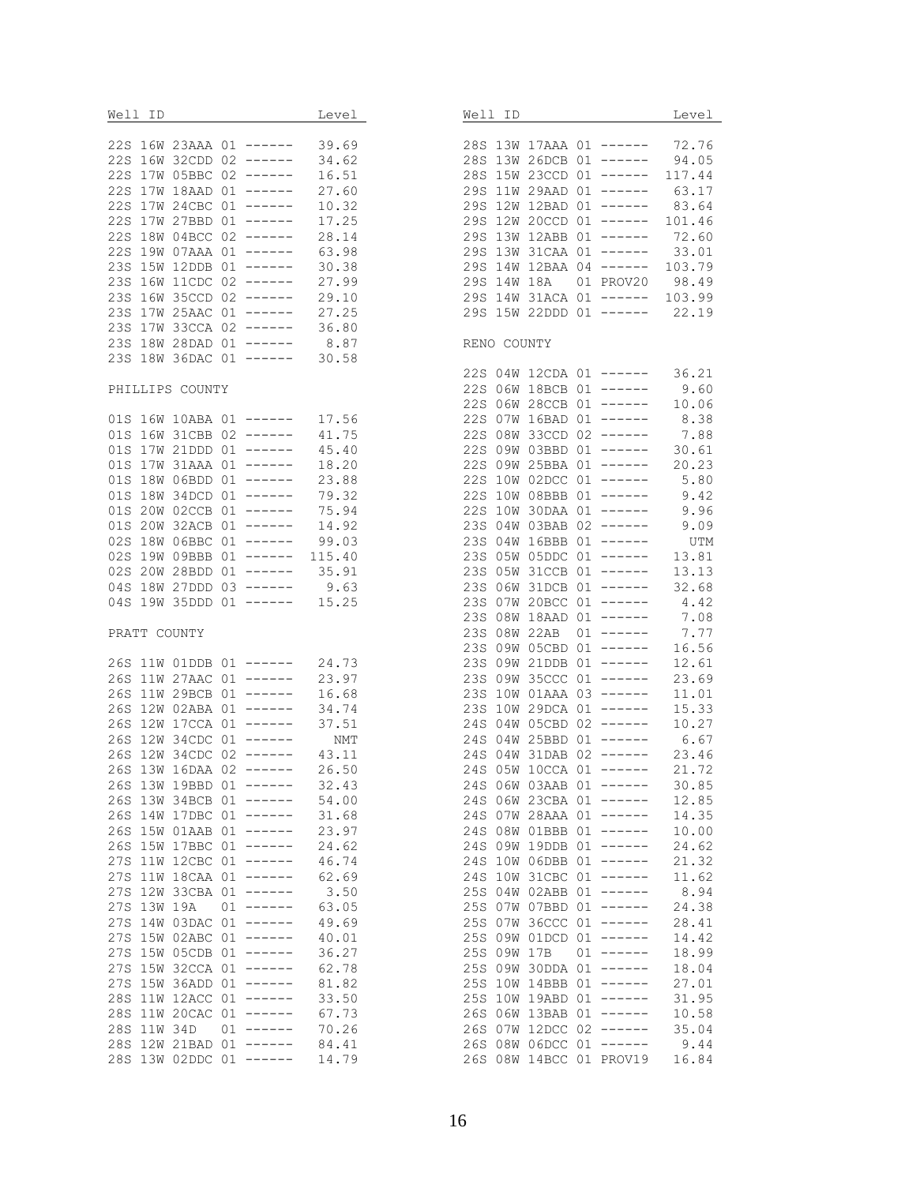| Well ID | Level |
|---|---|
| 22S 16W 23AAA 01 ------ | 39.69 |
| 22S 16W 32CDD 02 ------ | 34.62 |
| 22S 17W 05BBC 02 ------ | 16.51 |
| 22S 17W 18AAD 01 ------ | 27.60 |
| 22S 17W 24CBC 01 ------ | 10.32 |
| 22S 17W 27BBD 01 ------ | 17.25 |
| 22S 18W 04BCC 02 ------ | 28.14 |
| 22S 19W 07AAA 01 ------ | 63.98 |
| 23S 15W 12DDB 01 ------ | 30.38 |
| 23S 16W 11CDC 02 ------ | 27.99 |
| 23S 16W 35CCD 02 ------ | 29.10 |
| 23S 17W 25AAC 01 ------ | 27.25 |
| 23S 17W 33CCA 02 ------ | 36.80 |
| 23S 18W 28DAD 01 ------ | 8.87 |
| 23S 18W 36DAC 01 ------ | 30.58 |

PHILLIPS COUNTY

| Well ID | Level |
|---|---|
| 01S 16W 10ABA 01 ------ | 17.56 |
| 01S 16W 31CBB 02 ------ | 41.75 |
| 01S 17W 21DDD 01 ------ | 45.40 |
| 01S 17W 31AAA 01 ------ | 18.20 |
| 01S 18W 06BDD 01 ------ | 23.88 |
| 01S 18W 34DCD 01 ------ | 79.32 |
| 01S 20W 02CCB 01 ------ | 75.94 |
| 01S 20W 32ACB 01 ------ | 14.92 |
| 02S 18W 06BBC 01 ------ | 99.03 |
| 02S 19W 09BBB 01 ------ | 115.40 |
| 02S 20W 28BDD 01 ------ | 35.91 |
| 04S 18W 27DDD 03 ------ | 9.63 |
| 04S 19W 35DDD 01 ------ | 15.25 |

PRATT COUNTY

| Well ID | Level |
|---|---|
| 26S 11W 01DDB 01 ------ | 24.73 |
| 26S 11W 27AAC 01 ------ | 23.97 |
| 26S 11W 29BCB 01 ------ | 16.68 |
| 26S 12W 02ABA 01 ------ | 34.74 |
| 26S 12W 17CCA 01 ------ | 37.51 |
| 26S 12W 34CDC 01 ------ | NMT |
| 26S 12W 34CDC 02 ------ | 43.11 |
| 26S 13W 16DAA 02 ------ | 26.50 |
| 26S 13W 19BBD 01 ------ | 32.43 |
| 26S 13W 34BCB 01 ------ | 54.00 |
| 26S 14W 17DBC 01 ------ | 31.68 |
| 26S 15W 01AAB 01 ------ | 23.97 |
| 26S 15W 17BBC 01 ------ | 24.62 |
| 27S 11W 12CBC 01 ------ | 46.74 |
| 27S 11W 18CAA 01 ------ | 62.69 |
| 27S 12W 33CBA 01 ------ | 3.50 |
| 27S 13W 19A 01 ------ | 63.05 |
| 27S 14W 03DAC 01 ------ | 49.69 |
| 27S 15W 02ABC 01 ------ | 40.01 |
| 27S 15W 05CDB 01 ------ | 36.27 |
| 27S 15W 32CCA 01 ------ | 62.78 |
| 27S 15W 36ADD 01 ------ | 81.82 |
| 28S 11W 12ACC 01 ------ | 33.50 |
| 28S 11W 20CAC 01 ------ | 67.73 |
| 28S 11W 34D 01 ------ | 70.26 |
| 28S 12W 21BAD 01 ------ | 84.41 |
| 28S 13W 02DDC 01 ------ | 14.79 |
| 28S 13W 17AAA 01 ------ | 72.76 |
| 28S 13W 26DCB 01 ------ | 94.05 |
| 28S 15W 23CCD 01 ------ | 117.44 |
| 29S 11W 29AAD 01 ------ | 63.17 |
| 29S 12W 12BAD 01 ------ | 83.64 |
| 29S 12W 20CCD 01 ------ | 101.46 |
| 29S 13W 12ABB 01 ------ | 72.60 |
| 29S 13W 31CAA 01 ------ | 33.01 |
| 29S 14W 12BAA 04 ------ | 103.79 |
| 29S 14W 18A 01 PROV20 | 98.49 |
| 29S 14W 31ACA 01 ------ | 103.99 |
| 29S 15W 22DDD 01 ------ | 22.19 |

RENO COUNTY

| Well ID | Level |
|---|---|
| 22S 04W 12CDA 01 ------ | 36.21 |
| 22S 06W 18BCB 01 ------ | 9.60 |
| 22S 06W 28CCB 01 ------ | 10.06 |
| 22S 07W 16BAD 01 ------ | 8.38 |
| 22S 08W 33CCD 02 ------ | 7.88 |
| 22S 09W 03BBD 01 ------ | 30.61 |
| 22S 09W 25BBA 01 ------ | 20.23 |
| 22S 10W 02DCC 01 ------ | 5.80 |
| 22S 10W 08BBB 01 ------ | 9.42 |
| 22S 10W 30DAA 01 ------ | 9.96 |
| 23S 04W 03BAB 02 ------ | 9.09 |
| 23S 04W 16BBB 01 ------ | UTM |
| 23S 05W 05DDC 01 ------ | 13.81 |
| 23S 05W 31CCB 01 ------ | 13.13 |
| 23S 06W 31DCB 01 ------ | 32.68 |
| 23S 07W 20BCC 01 ------ | 4.42 |
| 23S 08W 18AAD 01 ------ | 7.08 |
| 23S 08W 22AB 01 ------ | 7.77 |
| 23S 09W 05CBD 01 ------ | 16.56 |
| 23S 09W 21DDB 01 ------ | 12.61 |
| 23S 09W 35CCC 01 ------ | 23.69 |
| 23S 10W 01AAA 03 ------ | 11.01 |
| 23S 10W 29DCA 01 ------ | 15.33 |
| 24S 04W 05CBD 02 ------ | 10.27 |
| 24S 04W 25BBD 01 ------ | 6.67 |
| 24S 04W 31DAB 02 ------ | 23.46 |
| 24S 05W 10CCA 01 ------ | 21.72 |
| 24S 06W 03AAB 01 ------ | 30.85 |
| 24S 06W 23CBA 01 ------ | 12.85 |
| 24S 07W 28AAA 01 ------ | 14.35 |
| 24S 08W 01BBB 01 ------ | 10.00 |
| 24S 09W 19DDB 01 ------ | 24.62 |
| 24S 10W 06DBB 01 ------ | 21.32 |
| 24S 10W 31CBC 01 ------ | 11.62 |
| 25S 04W 02ABB 01 ------ | 8.94 |
| 25S 07W 07BBD 01 ------ | 24.38 |
| 25S 07W 36CCC 01 ------ | 28.41 |
| 25S 09W 01DCD 01 ------ | 14.42 |
| 25S 09W 17B 01 ------ | 18.99 |
| 25S 09W 30DDA 01 ------ | 18.04 |
| 25S 10W 14BBB 01 ------ | 27.01 |
| 25S 10W 19ABD 01 ------ | 31.95 |
| 26S 06W 13BAB 01 ------ | 10.58 |
| 26S 07W 12DCC 02 ------ | 35.04 |
| 26S 08W 06DCC 01 ------ | 9.44 |
| 26S 08W 14BCC 01 PROV19 | 16.84 |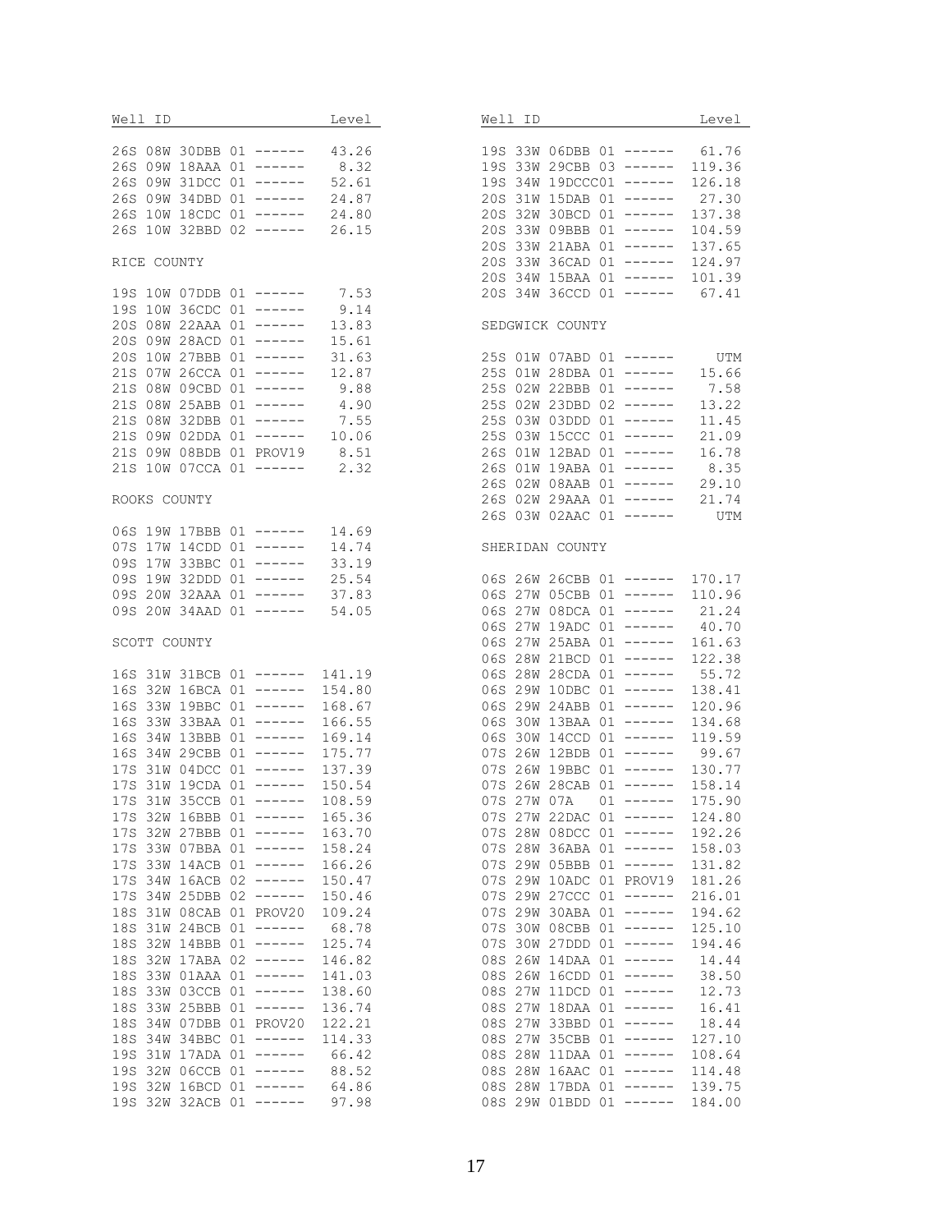| Well ID | Level |
|---|---|
| 26S 08W 30DBB 01 ------ | 43.26 |
| 26S 09W 18AAA 01 ------ | 8.32 |
| 26S 09W 31DCC 01 ------ | 52.61 |
| 26S 09W 34DBD 01 ------ | 24.87 |
| 26S 10W 18CDC 01 ------ | 24.80 |
| 26S 10W 32BBD 02 ------ | 26.15 |

RICE COUNTY

| Well ID | Level |
|---|---|
| 19S 10W 07DDB 01 ------ | 7.53 |
| 19S 10W 36CDC 01 ------ | 9.14 |
| 20S 08W 22AAA 01 ------ | 13.83 |
| 20S 09W 28ACD 01 ------ | 15.61 |
| 20S 10W 27BBB 01 ------ | 31.63 |
| 21S 07W 26CCA 01 ------ | 12.87 |
| 21S 08W 09CBD 01 ------ | 9.88 |
| 21S 08W 25ABB 01 ------ | 4.90 |
| 21S 08W 32DBB 01 ------ | 7.55 |
| 21S 09W 02DDA 01 ------ | 10.06 |
| 21S 09W 08BDB 01 PROV19 | 8.51 |
| 21S 10W 07CCA 01 ------ | 2.32 |

ROOKS COUNTY

| Well ID | Level |
|---|---|
| 06S 19W 17BBB 01 ------ | 14.69 |
| 07S 17W 14CDD 01 ------ | 14.74 |
| 09S 17W 33BBC 01 ------ | 33.19 |
| 09S 19W 32DDD 01 ------ | 25.54 |
| 09S 20W 32AAA 01 ------ | 37.83 |
| 09S 20W 34AAD 01 ------ | 54.05 |

SCOTT COUNTY

| Well ID | Level |
|---|---|
| 16S 31W 31BCB 01 ------ | 141.19 |
| 16S 32W 16BCA 01 ------ | 154.80 |
| 16S 33W 19BBC 01 ------ | 168.67 |
| 16S 33W 33BAA 01 ------ | 166.55 |
| 16S 34W 13BBB 01 ------ | 169.14 |
| 16S 34W 29CBB 01 ------ | 175.77 |
| 17S 31W 04DCC 01 ------ | 137.39 |
| 17S 31W 19CDA 01 ------ | 150.54 |
| 17S 31W 35CCB 01 ------ | 108.59 |
| 17S 32W 16BBB 01 ------ | 165.36 |
| 17S 32W 27BBB 01 ------ | 163.70 |
| 17S 33W 07BBA 01 ------ | 158.24 |
| 17S 33W 14ACB 01 ------ | 166.26 |
| 17S 34W 16ACB 02 ------ | 150.47 |
| 17S 34W 25DBB 02 ------ | 150.46 |
| 18S 31W 08CAB 01 PROV20 | 109.24 |
| 18S 31W 24BCB 01 ------ | 68.78 |
| 18S 32W 14BBB 01 ------ | 125.74 |
| 18S 32W 17ABA 02 ------ | 146.82 |
| 18S 33W 01AAA 01 ------ | 141.03 |
| 18S 33W 03CCB 01 ------ | 138.60 |
| 18S 33W 25BBB 01 ------ | 136.74 |
| 18S 34W 07DBB 01 PROV20 | 122.21 |
| 18S 34W 34BBC 01 ------ | 114.33 |
| 19S 31W 17ADA 01 ------ | 66.42 |
| 19S 32W 06CCB 01 ------ | 88.52 |
| 19S 32W 16BCD 01 ------ | 64.86 |
| 19S 32W 32ACB 01 ------ | 97.98 |
| 19S 33W 06DBB 01 ------ | 61.76 |
| 19S 33W 29CBB 03 ------ | 119.36 |
| 19S 34W 19DCCC01 ------ | 126.18 |
| 20S 31W 15DAB 01 ------ | 27.30 |
| 20S 32W 30BCD 01 ------ | 137.38 |
| 20S 33W 09BBB 01 ------ | 104.59 |
| 20S 33W 21ABA 01 ------ | 137.65 |
| 20S 33W 36CAD 01 ------ | 124.97 |
| 20S 34W 15BAA 01 ------ | 101.39 |
| 20S 34W 36CCD 01 ------ | 67.41 |

SEDGWICK COUNTY

| Well ID | Level |
|---|---|
| 25S 01W 07ABD 01 ------ | UTM |
| 25S 01W 28DBA 01 ------ | 15.66 |
| 25S 02W 22BBB 01 ------ | 7.58 |
| 25S 02W 23DBD 02 ------ | 13.22 |
| 25S 03W 03DDD 01 ------ | 11.45 |
| 25S 03W 15CCC 01 ------ | 21.09 |
| 26S 01W 12BAD 01 ------ | 16.78 |
| 26S 01W 19ABA 01 ------ | 8.35 |
| 26S 02W 08AAB 01 ------ | 29.10 |
| 26S 02W 29AAA 01 ------ | 21.74 |
| 26S 03W 02AAC 01 ------ | UTM |

SHERIDAN COUNTY

| Well ID | Level |
|---|---|
| 06S 26W 26CBB 01 ------ | 170.17 |
| 06S 27W 05CBB 01 ------ | 110.96 |
| 06S 27W 08DCA 01 ------ | 21.24 |
| 06S 27W 19ADC 01 ------ | 40.70 |
| 06S 27W 25ABA 01 ------ | 161.63 |
| 06S 28W 21BCD 01 ------ | 122.38 |
| 06S 28W 28CDA 01 ------ | 55.72 |
| 06S 29W 10DBC 01 ------ | 138.41 |
| 06S 29W 24ABB 01 ------ | 120.96 |
| 06S 30W 13BAA 01 ------ | 134.68 |
| 06S 30W 14CCD 01 ------ | 119.59 |
| 07S 26W 12BDB 01 ------ | 99.67 |
| 07S 26W 19BBC 01 ------ | 130.77 |
| 07S 26W 28CAB 01 ------ | 158.14 |
| 07S 27W 07A 01 ------ | 175.90 |
| 07S 27W 22DAC 01 ------ | 124.80 |
| 07S 28W 08DCC 01 ------ | 192.26 |
| 07S 28W 36ABA 01 ------ | 158.03 |
| 07S 29W 05BBB 01 ------ | 131.82 |
| 07S 29W 10ADC 01 PROV19 | 181.26 |
| 07S 29W 27CCC 01 ------ | 216.01 |
| 07S 29W 30ABA 01 ------ | 194.62 |
| 07S 30W 08CBB 01 ------ | 125.10 |
| 07S 30W 27DDD 01 ------ | 194.46 |
| 08S 26W 14DAA 01 ------ | 14.44 |
| 08S 26W 16CDD 01 ------ | 38.50 |
| 08S 27W 11DCD 01 ------ | 12.73 |
| 08S 27W 18DAA 01 ------ | 16.41 |
| 08S 27W 33BBD 01 ------ | 18.44 |
| 08S 27W 35CBB 01 ------ | 127.10 |
| 08S 28W 11DAA 01 ------ | 108.64 |
| 08S 28W 16AAC 01 ------ | 114.48 |
| 08S 28W 17BDA 01 ------ | 139.75 |
| 08S 29W 01BDD 01 ------ | 184.00 |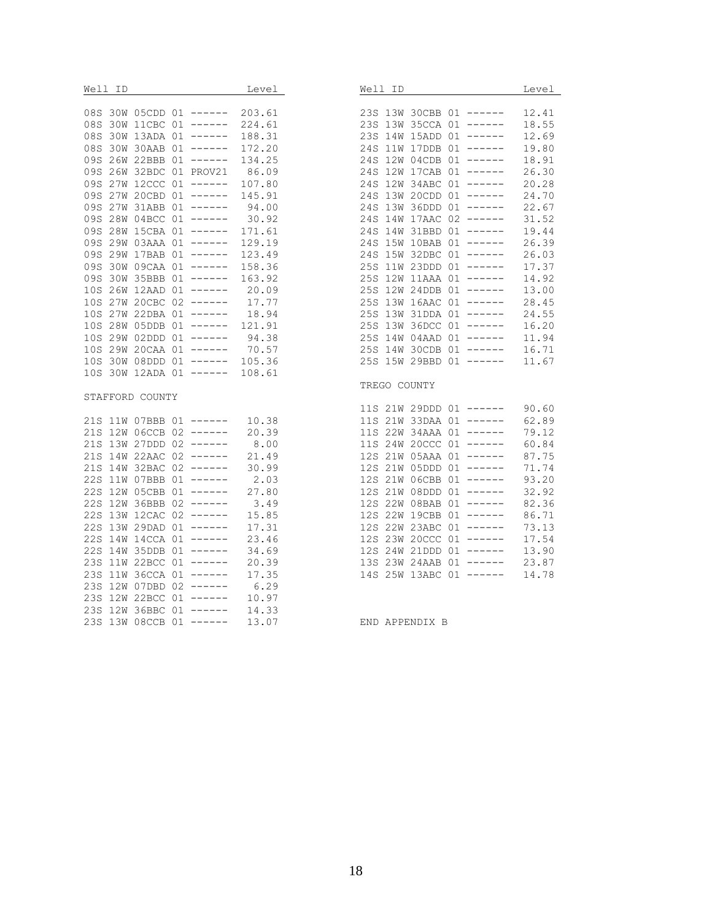| Well ID | Level |
|---|---|
| 08S 30W 05CDD 01 ------ | 203.61 |
| 08S 30W 11CBC 01 ------ | 224.61 |
| 08S 30W 13ADA 01 ------ | 188.31 |
| 08S 30W 30AAB 01 ------ | 172.20 |
| 09S 26W 22BBB 01 ------ | 134.25 |
| 09S 26W 32BDC 01 PROV21 | 86.09 |
| 09S 27W 12CCC 01 ------ | 107.80 |
| 09S 27W 20CBD 01 ------ | 145.91 |
| 09S 27W 31ABB 01 ------ | 94.00 |
| 09S 28W 04BCC 01 ------ | 30.92 |
| 09S 28W 15CBA 01 ------ | 171.61 |
| 09S 29W 03AAA 01 ------ | 129.19 |
| 09S 29W 17BAB 01 ------ | 123.49 |
| 09S 30W 09CAA 01 ------ | 158.36 |
| 09S 30W 35BBB 01 ------ | 163.92 |
| 10S 26W 12AAD 01 ------ | 20.09 |
| 10S 27W 20CBC 02 ------ | 17.77 |
| 10S 27W 22DBA 01 ------ | 18.94 |
| 10S 28W 05DDB 01 ------ | 121.91 |
| 10S 29W 02DDD 01 ------ | 94.38 |
| 10S 29W 20CAA 01 ------ | 70.57 |
| 10S 30W 08DDD 01 ------ | 105.36 |
| 10S 30W 12ADA 01 ------ | 108.61 |

STAFFORD COUNTY

| Well ID | Level |
|---|---|
| 21S 11W 07BBB 01 ------ | 10.38 |
| 21S 12W 06CCB 02 ------ | 20.39 |
| 21S 13W 27DDD 02 ------ | 8.00 |
| 21S 14W 22AAC 02 ------ | 21.49 |
| 21S 14W 32BAC 02 ------ | 30.99 |
| 22S 11W 07BBB 01 ------ | 2.03 |
| 22S 12W 05CBB 01 ------ | 27.80 |
| 22S 12W 36BBB 02 ------ | 3.49 |
| 22S 13W 12CAC 02 ------ | 15.85 |
| 22S 13W 29DAD 01 ------ | 17.31 |
| 22S 14W 14CCA 01 ------ | 23.46 |
| 22S 14W 35DDB 01 ------ | 34.69 |
| 23S 11W 22BCC 01 ------ | 20.39 |
| 23S 11W 36CCA 01 ------ | 17.35 |
| 23S 12W 07DBD 02 ------ | 6.29 |
| 23S 12W 22BCC 01 ------ | 10.97 |
| 23S 12W 36BBC 01 ------ | 14.33 |
| 23S 13W 08CCB 01 ------ | 13.07 |
| 23S 13W 30CBB 01 ------ | 12.41 |
| 23S 13W 35CCA 01 ------ | 18.55 |
| 23S 14W 15ADD 01 ------ | 12.69 |
| 24S 11W 17DDB 01 ------ | 19.80 |
| 24S 12W 04CDB 01 ------ | 18.91 |
| 24S 12W 17CAB 01 ------ | 26.30 |
| 24S 12W 34ABC 01 ------ | 20.28 |
| 24S 13W 20CDD 01 ------ | 24.70 |
| 24S 13W 36DDD 01 ------ | 22.67 |
| 24S 14W 17AAC 02 ------ | 31.52 |
| 24S 14W 31BBD 01 ------ | 19.44 |
| 24S 15W 10BAB 01 ------ | 26.39 |
| 24S 15W 32DBC 01 ------ | 26.03 |
| 25S 11W 23DDD 01 ------ | 17.37 |
| 25S 12W 11AAA 01 ------ | 14.92 |
| 25S 12W 24DDB 01 ------ | 13.00 |
| 25S 13W 16AAC 01 ------ | 28.45 |
| 25S 13W 31DDA 01 ------ | 24.55 |
| 25S 13W 36DCC 01 ------ | 16.20 |
| 25S 14W 04AAD 01 ------ | 11.94 |
| 25S 14W 30CDB 01 ------ | 16.71 |
| 25S 15W 29BBD 01 ------ | 11.67 |

TREGO COUNTY

| Well ID | Level |
|---|---|
| 11S 21W 29DDD 01 ------ | 90.60 |
| 11S 21W 33DAA 01 ------ | 62.89 |
| 11S 22W 34AAA 01 ------ | 79.12 |
| 11S 24W 20CCC 01 ------ | 60.84 |
| 12S 21W 05AAA 01 ------ | 87.75 |
| 12S 21W 05DDD 01 ------ | 71.74 |
| 12S 21W 06CBB 01 ------ | 93.20 |
| 12S 21W 08DDD 01 ------ | 32.92 |
| 12S 22W 08BAB 01 ------ | 82.36 |
| 12S 22W 19CBB 01 ------ | 86.71 |
| 12S 22W 23ABC 01 ------ | 73.13 |
| 12S 23W 20CCC 01 ------ | 17.54 |
| 12S 24W 21DDD 01 ------ | 13.90 |
| 13S 23W 24AAB 01 ------ | 23.87 |
| 14S 25W 13ABC 01 ------ | 14.78 |

END APPENDIX B